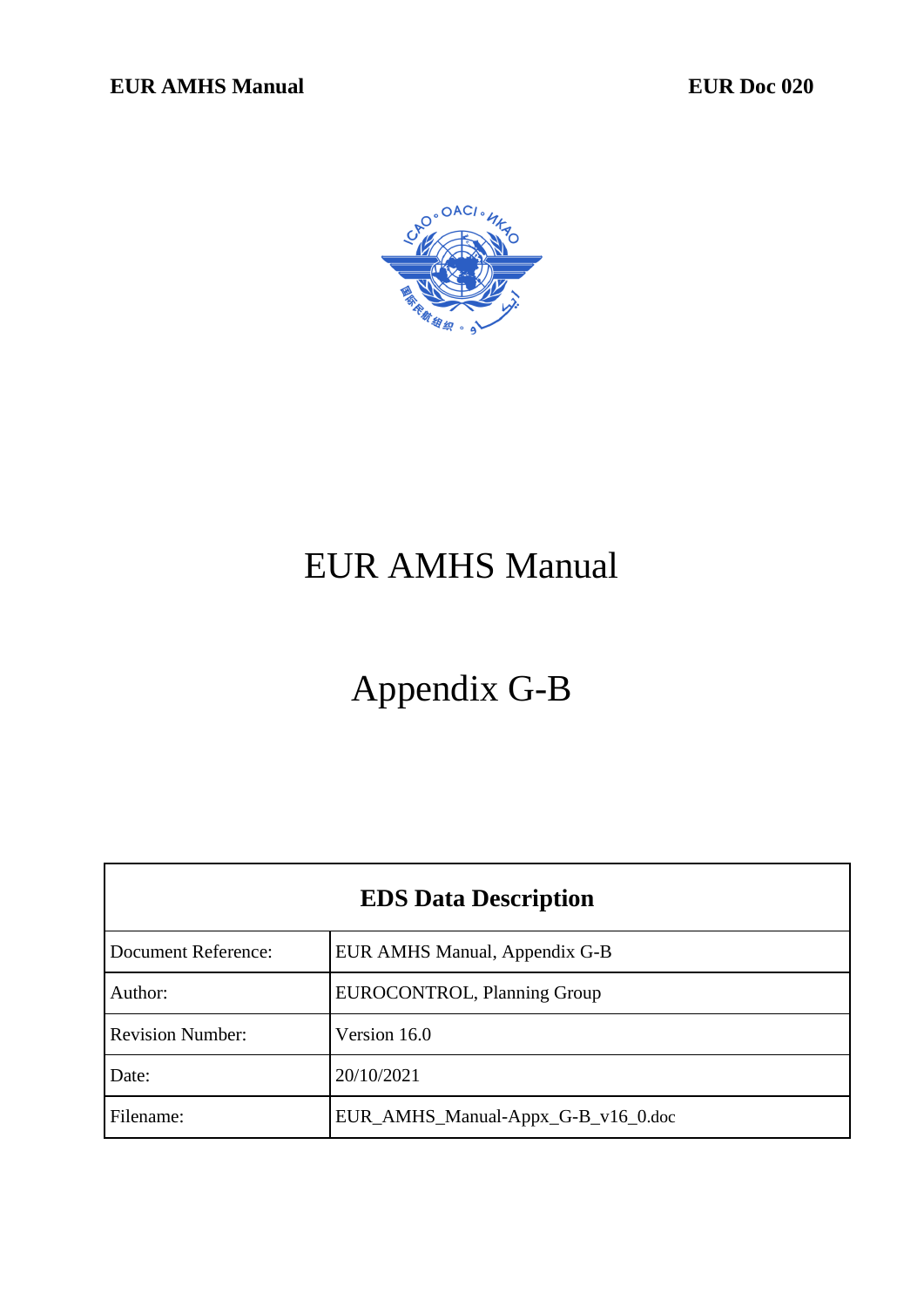# EUR AMHS Manual

# Appendix G-B

| EDS Data Description | |
|---|---|
| Document Reference: | EUR AMHS Manual, Appendix G-B |
| Author: | EUROCONTROL, Planning Group |
| Revision Number: | Version 16.0 |
| Date: | 20/10/2021 |
| Filename: | EUR_AMHS_Manual-Appx_G-B_v16_0.doc |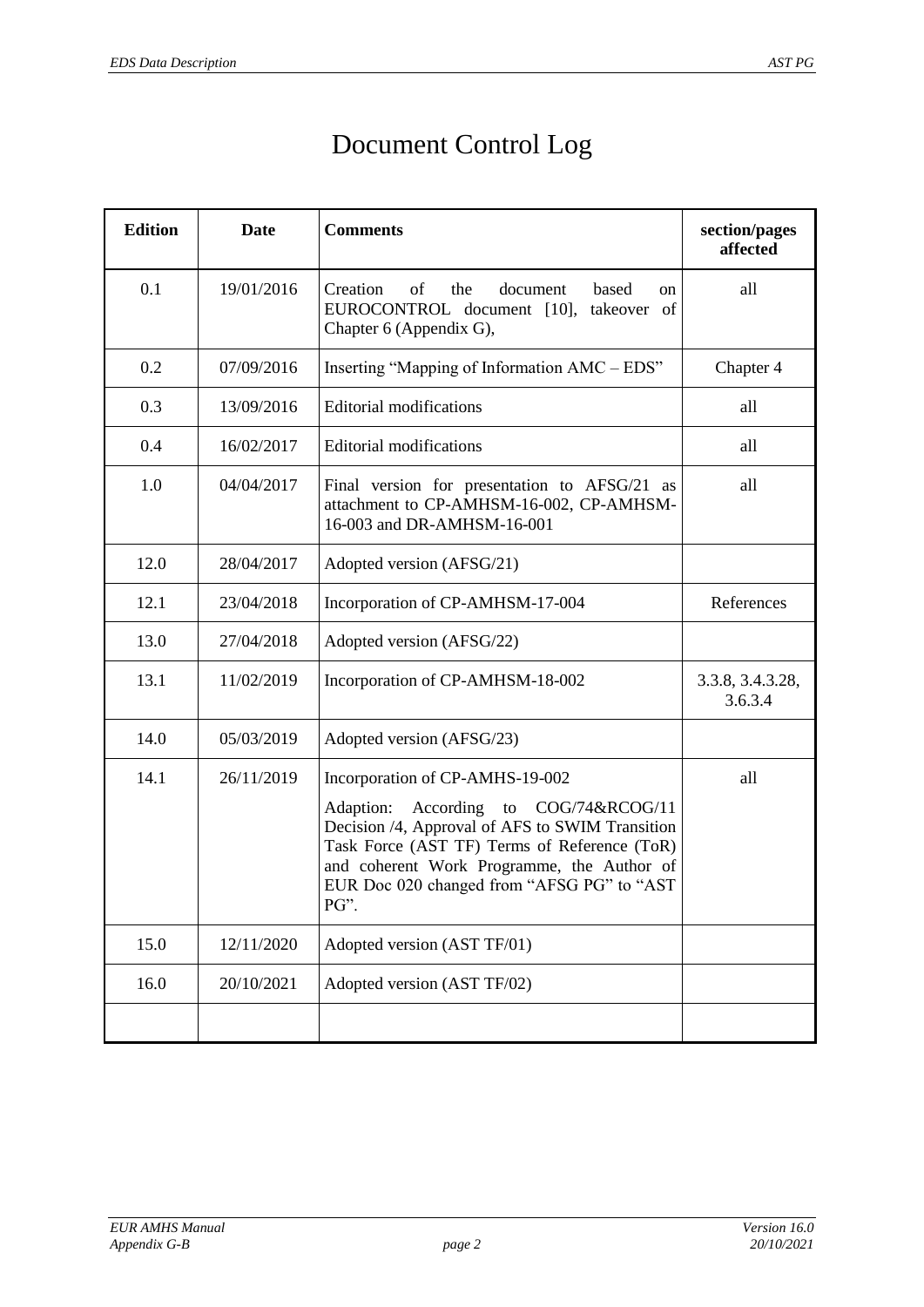# Document Control Log

| Edition | Date | Comments | section/pages affected |
|---|---|---|---|
| 0.1 | 19/01/2016 | Creation of the document based on EUROCONTROL document [10], takeover of Chapter 6 (Appendix G), | all |
| 0.2 | 07/09/2016 | Inserting "Mapping of Information AMC – EDS" | Chapter 4 |
| 0.3 | 13/09/2016 | Editorial modifications | all |
| 0.4 | 16/02/2017 | Editorial modifications | all |
| 1.0 | 04/04/2017 | Final version for presentation to AFSG/21 as attachment to CP-AMHSM-16-002, CP-AMHSM-16-003 and DR-AMHSM-16-001 | all |
| 12.0 | 28/04/2017 | Adopted version (AFSG/21) | |
| 12.1 | 23/04/2018 | Incorporation of CP-AMHSM-17-004 | References |
| 13.0 | 27/04/2018 | Adopted version (AFSG/22) | |
| 13.1 | 11/02/2019 | Incorporation of CP-AMHSM-18-002 | 3.3.8, 3.4.3.28, 3.6.3.4 |
| 14.0 | 05/03/2019 | Adopted version (AFSG/23) | |
| 14.1 | 26/11/2019 | Incorporation of CP-AMHS-19-002<br><br>Adaption: According to COG/74&RCOG/11 Decision /4, Approval of AFS to SWIM Transition Task Force (AST TF) Terms of Reference (ToR) and coherent Work Programme, the Author of EUR Doc 020 changed from "AFSG PG" to "AST PG". | all |
| 15.0 | 12/11/2020 | Adopted version (AST TF/01) | |
| 16.0 | 20/10/2021 | Adopted version (AST TF/02) | |
| | | | |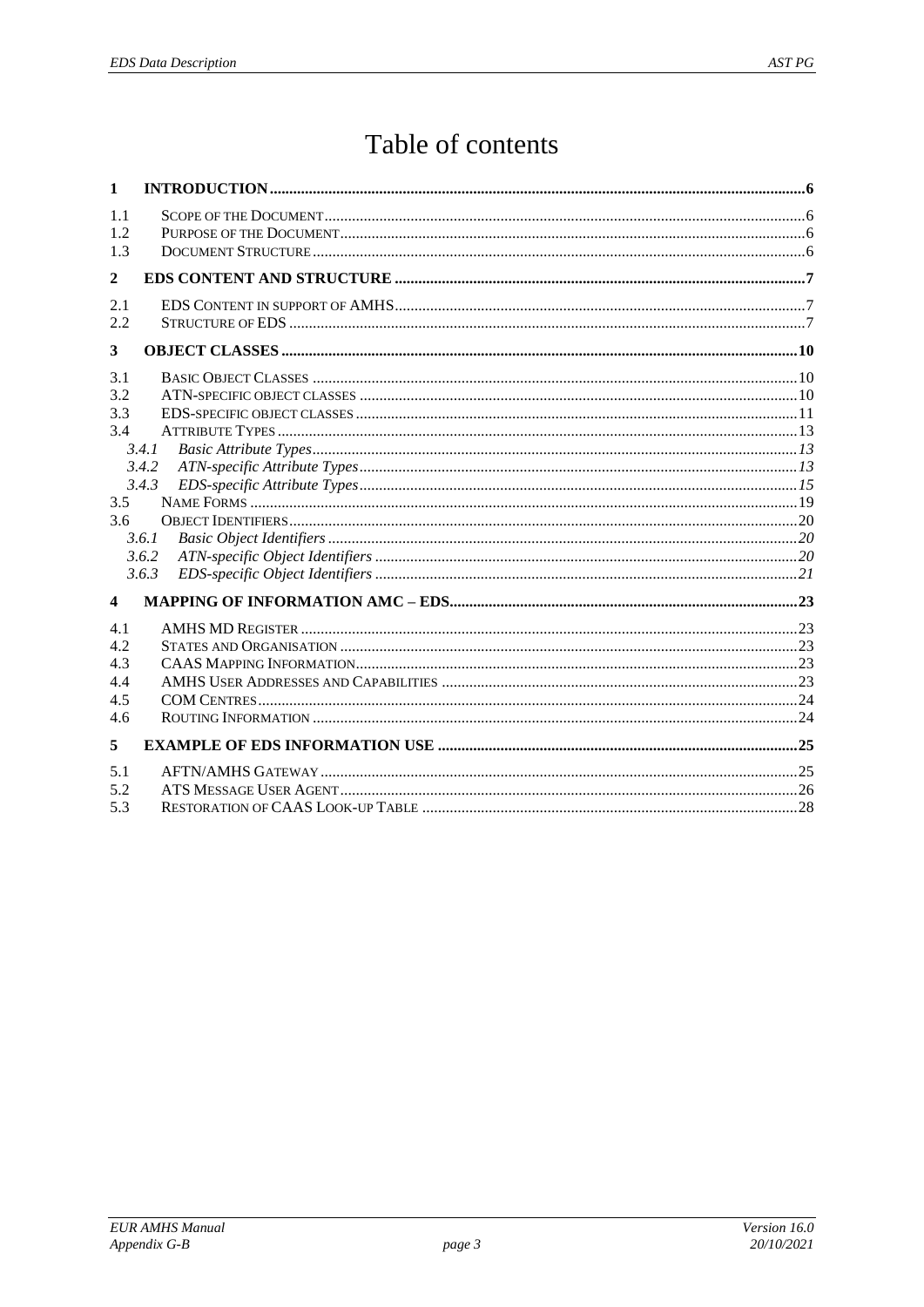# Table of contents

**1 INTRODUCTION** ........ 6

1.1 SCOPE OF THE DOCUMENT ........ 6
1.2 PURPOSE OF THE DOCUMENT ........ 6
1.3 DOCUMENT STRUCTURE ........ 6

**2 EDS CONTENT AND STRUCTURE** ........ 7

2.1 EDS CONTENT IN SUPPORT OF AMHS ........ 7
2.2 STRUCTURE OF EDS ........ 7

**3 OBJECT CLASSES** ........ 10

3.1 BASIC OBJECT CLASSES ........ 10
3.2 ATN-SPECIFIC OBJECT CLASSES ........ 10
3.3 EDS-SPECIFIC OBJECT CLASSES ........ 11
3.4 ATTRIBUTE TYPES ........ 13
  *3.4.1 Basic Attribute Types* ........ 13
  *3.4.2 ATN-specific Attribute Types* ........ 13
  *3.4.3 EDS-specific Attribute Types* ........ 15
3.5 NAME FORMS ........ 19
3.6 OBJECT IDENTIFIERS ........ 20
  *3.6.1 Basic Object Identifiers* ........ 20
  *3.6.2 ATN-specific Object Identifiers* ........ 20
  *3.6.3 EDS-specific Object Identifiers* ........ 21

**4 MAPPING OF INFORMATION AMC – EDS** ........ 23

4.1 AMHS MD REGISTER ........ 23
4.2 STATES AND ORGANISATION ........ 23
4.3 CAAS MAPPING INFORMATION ........ 23
4.4 AMHS USER ADDRESSES AND CAPABILITIES ........ 23
4.5 COM CENTRES ........ 24
4.6 ROUTING INFORMATION ........ 24

**5 EXAMPLE OF EDS INFORMATION USE** ........ 25

5.1 AFTN/AMHS GATEWAY ........ 25
5.2 ATS MESSAGE USER AGENT ........ 26
5.3 RESTORATION OF CAAS LOOK-UP TABLE ........ 28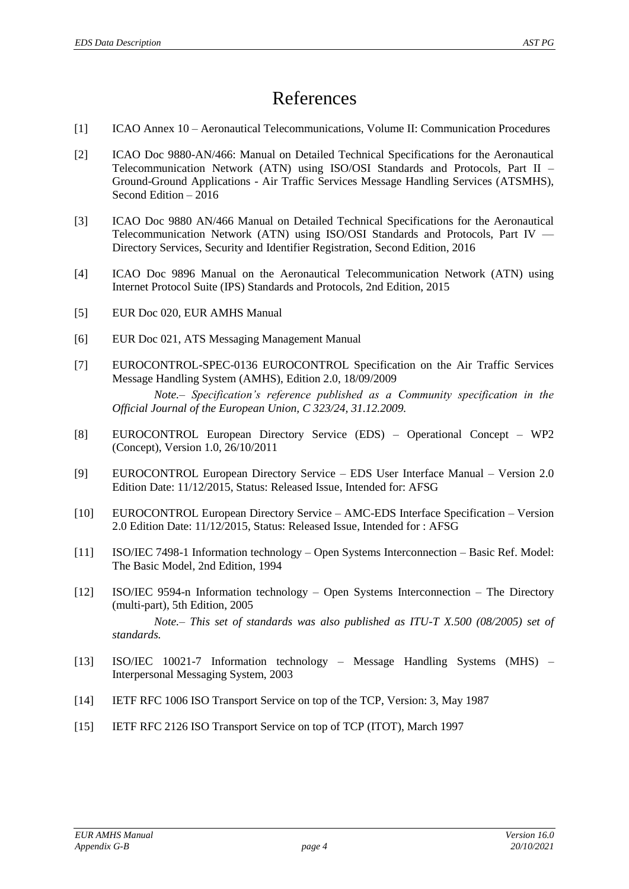# References

[1] ICAO Annex 10 – Aeronautical Telecommunications, Volume II: Communication Procedures

[2] ICAO Doc 9880-AN/466: Manual on Detailed Technical Specifications for the Aeronautical Telecommunication Network (ATN) using ISO/OSI Standards and Protocols, Part II – Ground-Ground Applications - Air Traffic Services Message Handling Services (ATSMHS), Second Edition – 2016

[3] ICAO Doc 9880 AN/466 Manual on Detailed Technical Specifications for the Aeronautical Telecommunication Network (ATN) using ISO/OSI Standards and Protocols, Part IV — Directory Services, Security and Identifier Registration, Second Edition, 2016

[4] ICAO Doc 9896 Manual on the Aeronautical Telecommunication Network (ATN) using Internet Protocol Suite (IPS) Standards and Protocols, 2nd Edition, 2015

[5] EUR Doc 020, EUR AMHS Manual

[6] EUR Doc 021, ATS Messaging Management Manual

[7] EUROCONTROL-SPEC-0136 EUROCONTROL Specification on the Air Traffic Services Message Handling System (AMHS), Edition 2.0, 18/09/2009

*Note.– Specification's reference published as a Community specification in the Official Journal of the European Union, C 323/24, 31.12.2009.*

[8] EUROCONTROL European Directory Service (EDS) – Operational Concept – WP2 (Concept), Version 1.0, 26/10/2011

[9] EUROCONTROL European Directory Service – EDS User Interface Manual – Version 2.0 Edition Date: 11/12/2015, Status: Released Issue, Intended for: AFSG

[10] EUROCONTROL European Directory Service – AMC-EDS Interface Specification – Version 2.0 Edition Date: 11/12/2015, Status: Released Issue, Intended for : AFSG

[11] ISO/IEC 7498-1 Information technology – Open Systems Interconnection – Basic Ref. Model: The Basic Model, 2nd Edition, 1994

[12] ISO/IEC 9594-n Information technology – Open Systems Interconnection – The Directory (multi-part), 5th Edition, 2005

*Note.– This set of standards was also published as ITU-T X.500 (08/2005) set of standards.*

[13] ISO/IEC 10021-7 Information technology – Message Handling Systems (MHS) – Interpersonal Messaging System, 2003

[14] IETF RFC 1006 ISO Transport Service on top of the TCP, Version: 3, May 1987

[15] IETF RFC 2126 ISO Transport Service on top of TCP (ITOT), March 1997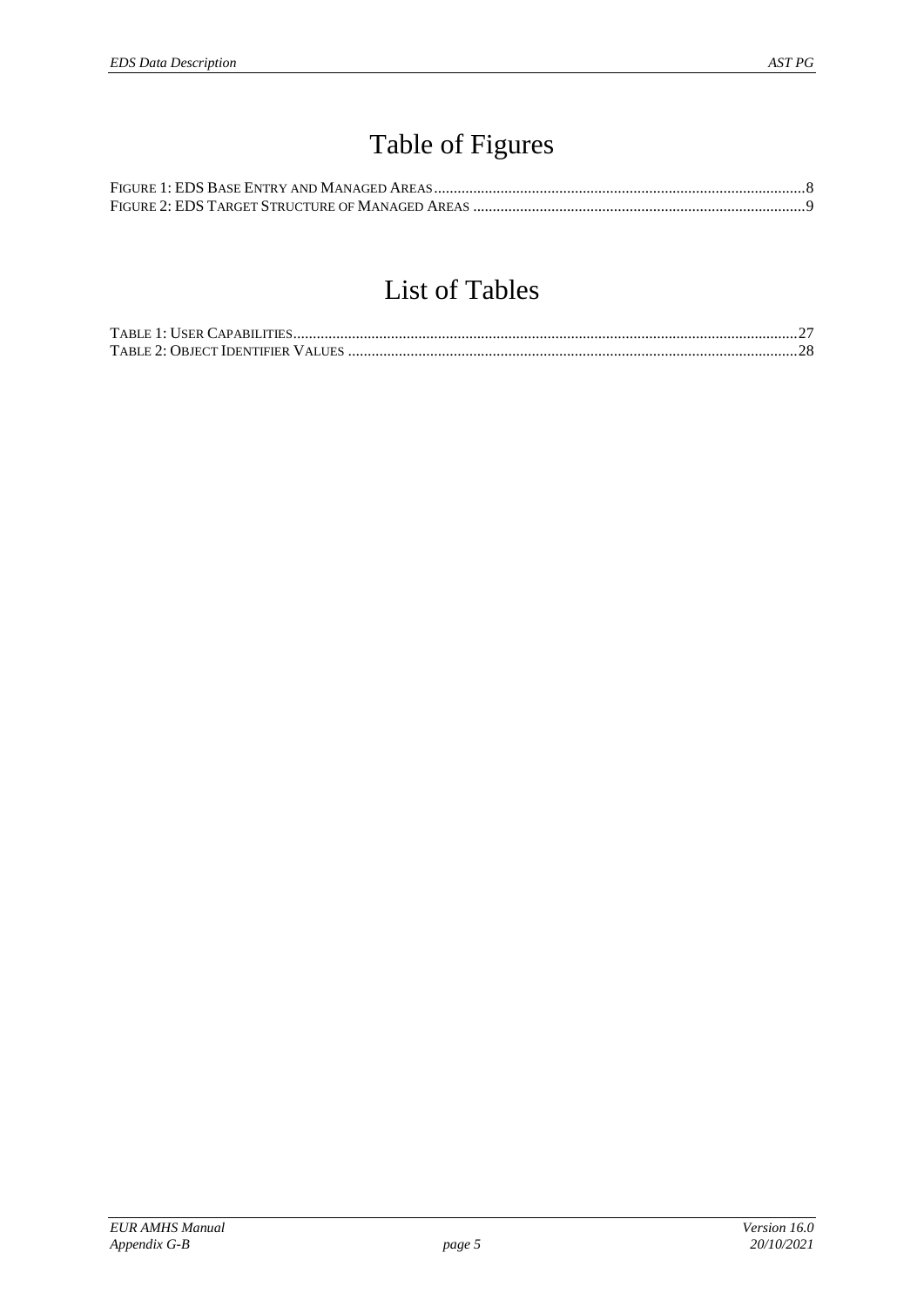# Table of Figures

FIGURE 1: EDS BASE ENTRY AND MANAGED AREAS..................................................................................................8
FIGURE 2: EDS TARGET STRUCTURE OF MANAGED AREAS ..................................................................................9

# List of Tables

TABLE 1: USER CAPABILITIES................................................................................................................................27
TABLE 2: OBJECT IDENTIFIER VALUES ..................................................................................................................28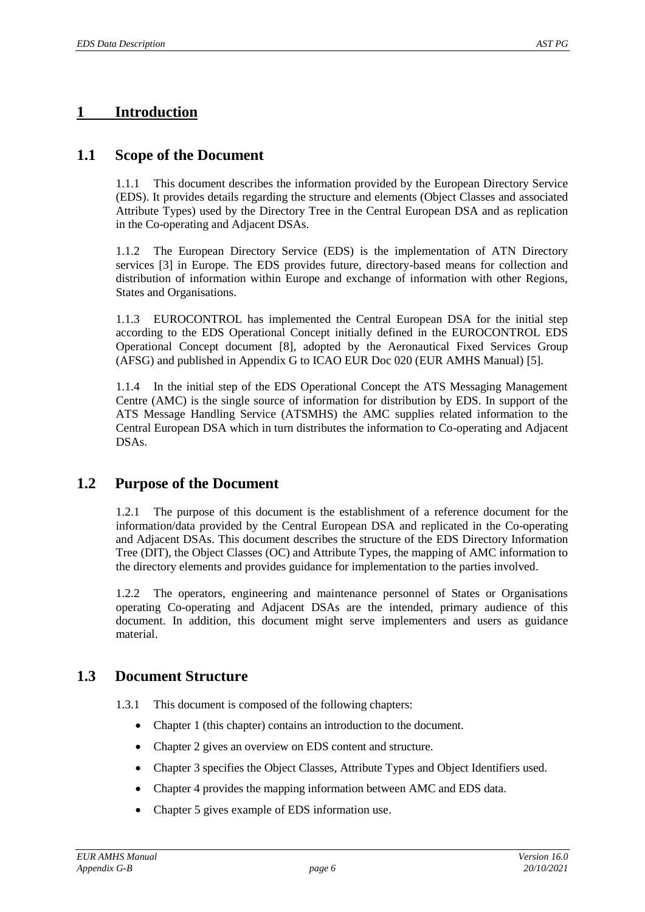# 1 Introduction

## 1.1 Scope of the Document

1.1.1 This document describes the information provided by the European Directory Service (EDS). It provides details regarding the structure and elements (Object Classes and associated Attribute Types) used by the Directory Tree in the Central European DSA and as replication in the Co-operating and Adjacent DSAs.

1.1.2 The European Directory Service (EDS) is the implementation of ATN Directory services [3] in Europe. The EDS provides future, directory-based means for collection and distribution of information within Europe and exchange of information with other Regions, States and Organisations.

1.1.3 EUROCONTROL has implemented the Central European DSA for the initial step according to the EDS Operational Concept initially defined in the EUROCONTROL EDS Operational Concept document [8], adopted by the Aeronautical Fixed Services Group (AFSG) and published in Appendix G to ICAO EUR Doc 020 (EUR AMHS Manual) [5].

1.1.4 In the initial step of the EDS Operational Concept the ATS Messaging Management Centre (AMC) is the single source of information for distribution by EDS. In support of the ATS Message Handling Service (ATSMHS) the AMC supplies related information to the Central European DSA which in turn distributes the information to Co-operating and Adjacent DSAs.

## 1.2 Purpose of the Document

1.2.1 The purpose of this document is the establishment of a reference document for the information/data provided by the Central European DSA and replicated in the Co-operating and Adjacent DSAs. This document describes the structure of the EDS Directory Information Tree (DIT), the Object Classes (OC) and Attribute Types, the mapping of AMC information to the directory elements and provides guidance for implementation to the parties involved.

1.2.2 The operators, engineering and maintenance personnel of States or Organisations operating Co-operating and Adjacent DSAs are the intended, primary audience of this document. In addition, this document might serve implementers and users as guidance material.

## 1.3 Document Structure

1.3.1 This document is composed of the following chapters:

- Chapter 1 (this chapter) contains an introduction to the document.
- Chapter 2 gives an overview on EDS content and structure.
- Chapter 3 specifies the Object Classes, Attribute Types and Object Identifiers used.
- Chapter 4 provides the mapping information between AMC and EDS data.
- Chapter 5 gives example of EDS information use.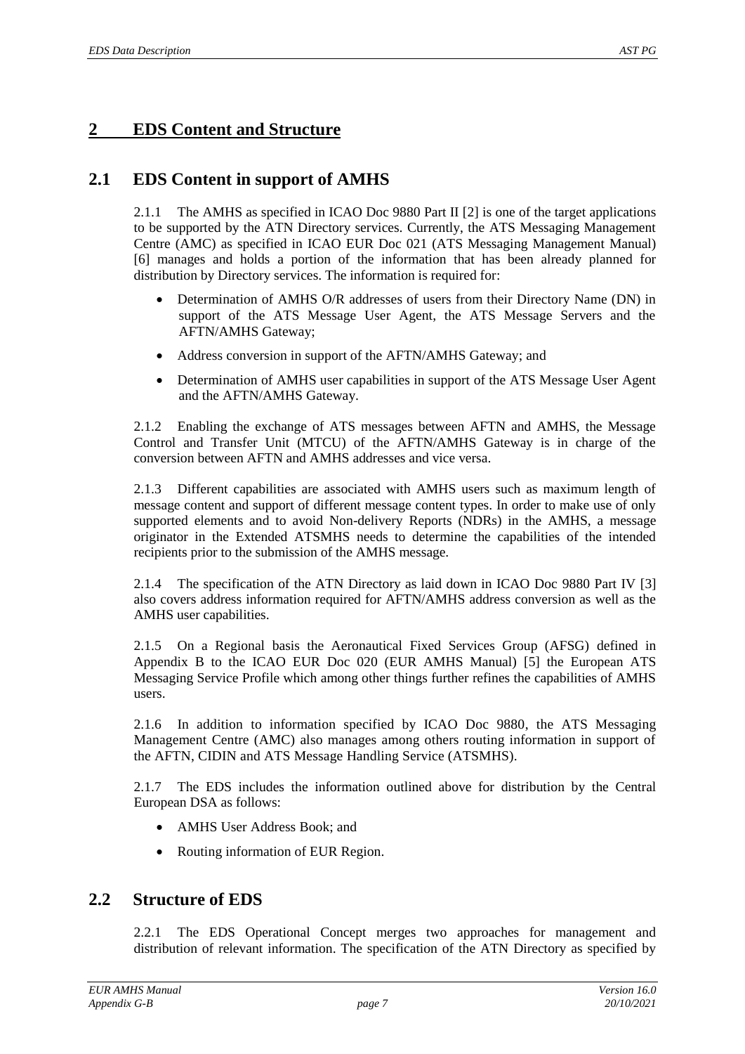# 2 EDS Content and Structure

## 2.1 EDS Content in support of AMHS

2.1.1 The AMHS as specified in ICAO Doc 9880 Part II [2] is one of the target applications to be supported by the ATN Directory services. Currently, the ATS Messaging Management Centre (AMC) as specified in ICAO EUR Doc 021 (ATS Messaging Management Manual) [6] manages and holds a portion of the information that has been already planned for distribution by Directory services. The information is required for:

- Determination of AMHS O/R addresses of users from their Directory Name (DN) in support of the ATS Message User Agent, the ATS Message Servers and the AFTN/AMHS Gateway;
- Address conversion in support of the AFTN/AMHS Gateway; and
- Determination of AMHS user capabilities in support of the ATS Message User Agent and the AFTN/AMHS Gateway.

2.1.2 Enabling the exchange of ATS messages between AFTN and AMHS, the Message Control and Transfer Unit (MTCU) of the AFTN/AMHS Gateway is in charge of the conversion between AFTN and AMHS addresses and vice versa.

2.1.3 Different capabilities are associated with AMHS users such as maximum length of message content and support of different message content types. In order to make use of only supported elements and to avoid Non-delivery Reports (NDRs) in the AMHS, a message originator in the Extended ATSMHS needs to determine the capabilities of the intended recipients prior to the submission of the AMHS message.

2.1.4 The specification of the ATN Directory as laid down in ICAO Doc 9880 Part IV [3] also covers address information required for AFTN/AMHS address conversion as well as the AMHS user capabilities.

2.1.5 On a Regional basis the Aeronautical Fixed Services Group (AFSG) defined in Appendix B to the ICAO EUR Doc 020 (EUR AMHS Manual) [5] the European ATS Messaging Service Profile which among other things further refines the capabilities of AMHS users.

2.1.6 In addition to information specified by ICAO Doc 9880, the ATS Messaging Management Centre (AMC) also manages among others routing information in support of the AFTN, CIDIN and ATS Message Handling Service (ATSMHS).

2.1.7 The EDS includes the information outlined above for distribution by the Central European DSA as follows:

- AMHS User Address Book; and
- Routing information of EUR Region.

## 2.2 Structure of EDS

2.2.1 The EDS Operational Concept merges two approaches for management and distribution of relevant information. The specification of the ATN Directory as specified by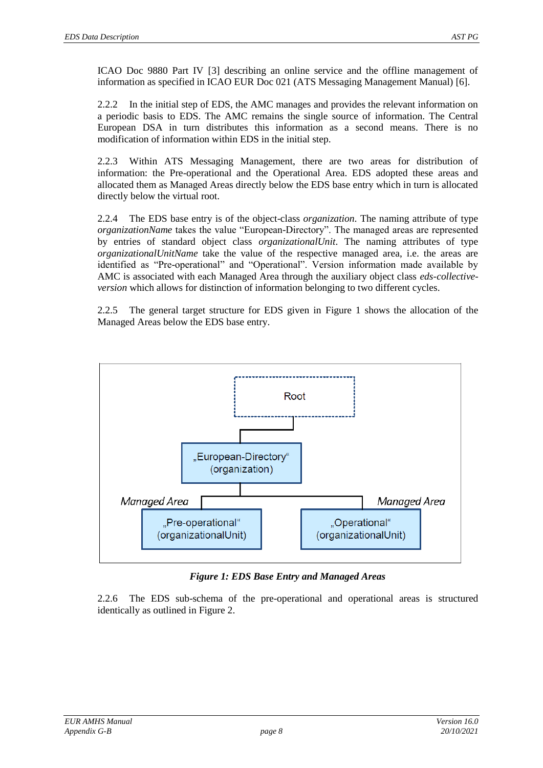ICAO Doc 9880 Part IV [3] describing an online service and the offline management of information as specified in ICAO EUR Doc 021 (ATS Messaging Management Manual) [6].

2.2.2 In the initial step of EDS, the AMC manages and provides the relevant information on a periodic basis to EDS. The AMC remains the single source of information. The Central European DSA in turn distributes this information as a second means. There is no modification of information within EDS in the initial step.

2.2.3 Within ATS Messaging Management, there are two areas for distribution of information: the Pre-operational and the Operational Area. EDS adopted these areas and allocated them as Managed Areas directly below the EDS base entry which in turn is allocated directly below the virtual root.

2.2.4 The EDS base entry is of the object-class *organization*. The naming attribute of type *organizationName* takes the value "European-Directory". The managed areas are represented by entries of standard object class *organizationalUnit*. The naming attributes of type *organizationalUnitName* take the value of the respective managed area, i.e. the areas are identified as "Pre-operational" and "Operational". Version information made available by AMC is associated with each Managed Area through the auxiliary object class *eds-collective-version* which allows for distinction of information belonging to two different cycles.

2.2.5 The general target structure for EDS given in Figure 1 shows the allocation of the Managed Areas below the EDS base entry.

Root

„European-Directory“ (organization)

Managed Area — „Pre-operational“ (organizationalUnit)

Managed Area — „Operational“ (organizationalUnit)

***Figure 1: EDS Base Entry and Managed Areas***

2.2.6 The EDS sub-schema of the pre-operational and operational areas is structured identically as outlined in Figure 2.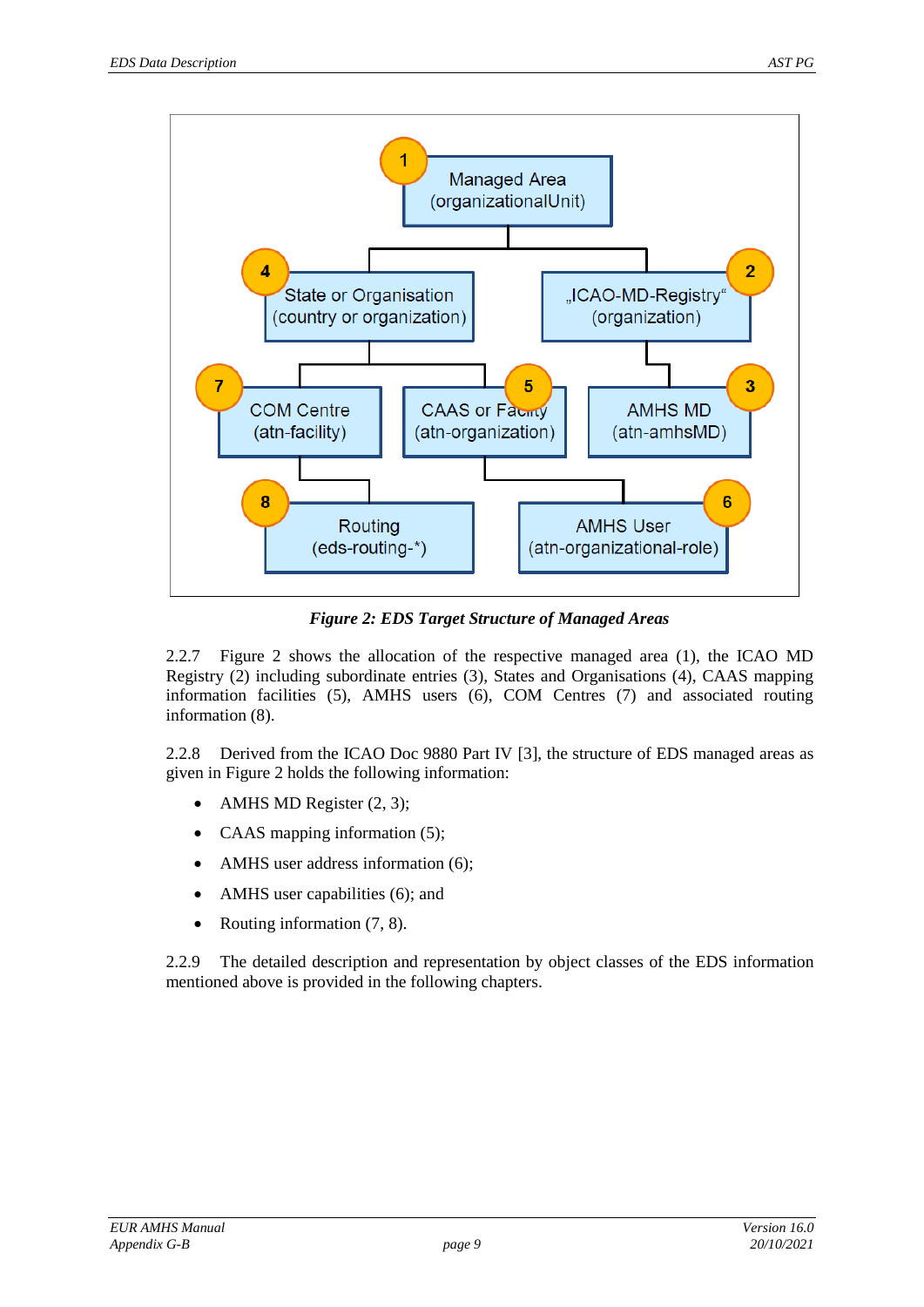*Figure 2: EDS Target Structure of Managed Areas*

2.2.7 Figure 2 shows the allocation of the respective managed area (1), the ICAO MD Registry (2) including subordinate entries (3), States and Organisations (4), CAAS mapping information facilities (5), AMHS users (6), COM Centres (7) and associated routing information (8).

2.2.8 Derived from the ICAO Doc 9880 Part IV [3], the structure of EDS managed areas as given in Figure 2 holds the following information:

- AMHS MD Register (2, 3);
- CAAS mapping information (5);
- AMHS user address information (6);
- AMHS user capabilities (6); and
- Routing information (7, 8).

2.2.9 The detailed description and representation by object classes of the EDS information mentioned above is provided in the following chapters.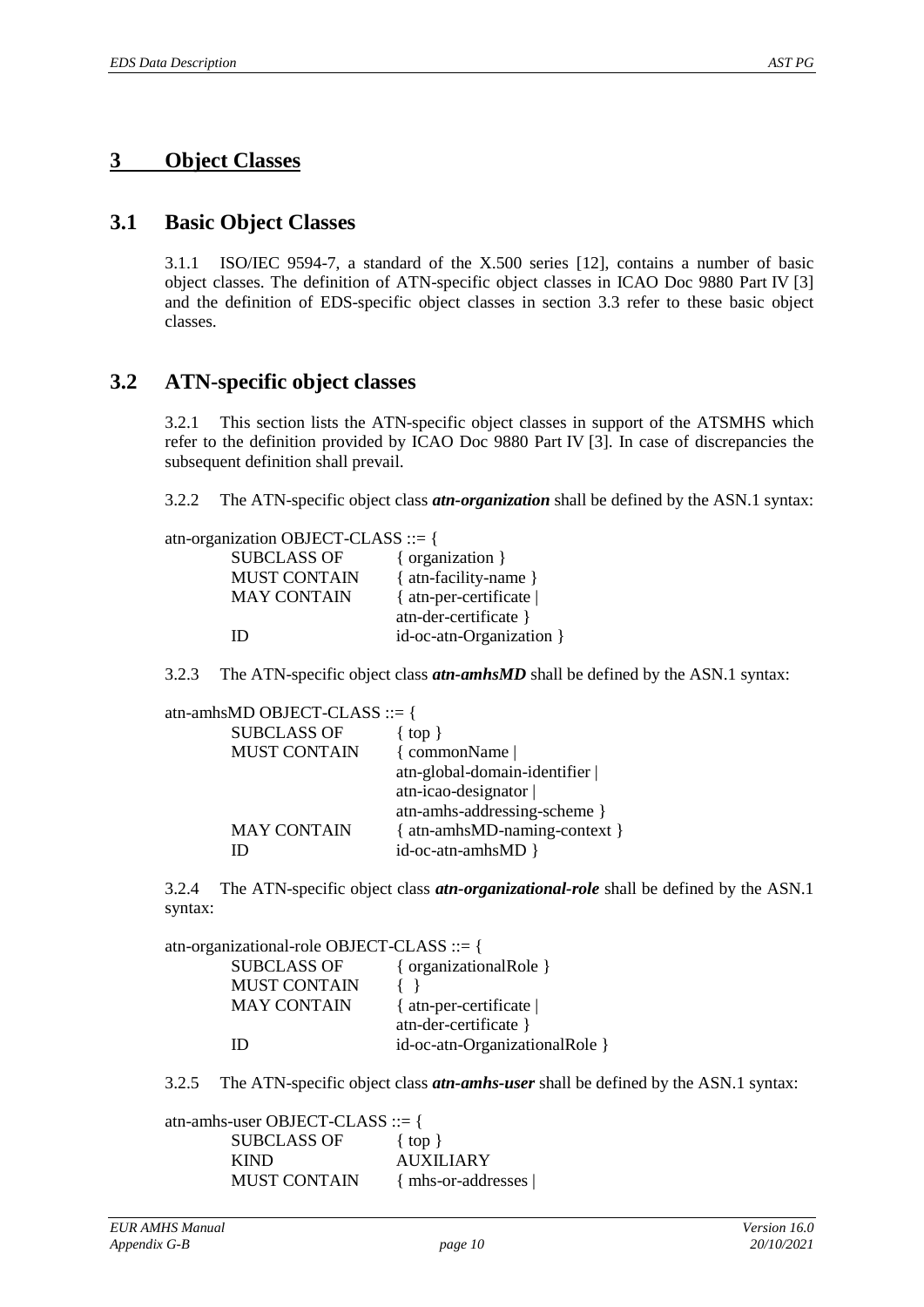# 3 Object Classes

## 3.1 Basic Object Classes

3.1.1 ISO/IEC 9594-7, a standard of the X.500 series [12], contains a number of basic object classes. The definition of ATN-specific object classes in ICAO Doc 9880 Part IV [3] and the definition of EDS-specific object classes in section 3.3 refer to these basic object classes.

## 3.2 ATN-specific object classes

3.2.1 This section lists the ATN-specific object classes in support of the ATSMHS which refer to the definition provided by ICAO Doc 9880 Part IV [3]. In case of discrepancies the subsequent definition shall prevail.

3.2.2 The ATN-specific object class ***atn-organization*** shall be defined by the ASN.1 syntax:

```
atn-organization OBJECT-CLASS ::= {
        SUBCLASS OF        { organization }
        MUST CONTAIN       { atn-facility-name }
        MAY CONTAIN        { atn-per-certificate |
                             atn-der-certificate }
        ID                 id-oc-atn-Organization }
```

3.2.3 The ATN-specific object class ***atn-amhsMD*** shall be defined by the ASN.1 syntax:

```
atn-amhsMD OBJECT-CLASS ::= {
        SUBCLASS OF        { top }
        MUST CONTAIN       { commonName |
                             atn-global-domain-identifier |
                             atn-icao-designator |
                             atn-amhs-addressing-scheme }
        MAY CONTAIN        { atn-amhsMD-naming-context }
        ID                 id-oc-atn-amhsMD }
```

3.2.4 The ATN-specific object class ***atn-organizational-role*** shall be defined by the ASN.1 syntax:

```
atn-organizational-role OBJECT-CLASS ::= {
        SUBCLASS OF        { organizationalRole }
        MUST CONTAIN       { }
        MAY CONTAIN        { atn-per-certificate |
                             atn-der-certificate }
        ID                 id-oc-atn-OrganizationalRole }
```

3.2.5 The ATN-specific object class ***atn-amhs-user*** shall be defined by the ASN.1 syntax:

```
atn-amhs-user OBJECT-CLASS ::= {
        SUBCLASS OF        { top }
        KIND               AUXILIARY
        MUST CONTAIN       { mhs-or-addresses |
```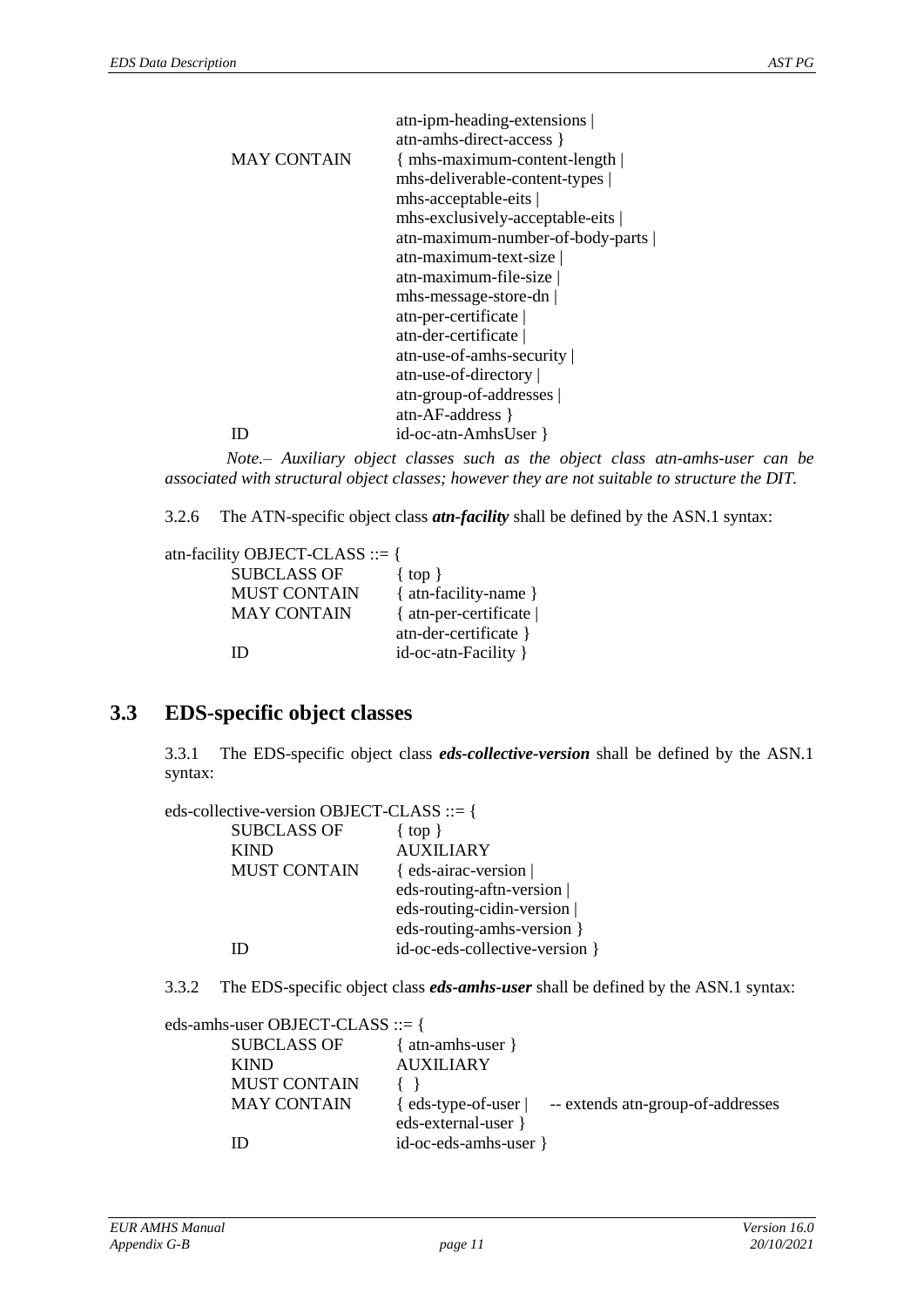```
                atn-ipm-heading-extensions |
                atn-amhs-direct-access }
MAY CONTAIN     { mhs-maximum-content-length |
                mhs-deliverable-content-types |
                mhs-acceptable-eits |
                mhs-exclusively-acceptable-eits |
                atn-maximum-number-of-body-parts |
                atn-maximum-text-size |
                atn-maximum-file-size |
                mhs-message-store-dn |
                atn-per-certificate |
                atn-der-certificate |
                atn-use-of-amhs-security |
                atn-use-of-directory |
                atn-group-of-addresses |
                atn-AF-address }
ID              id-oc-atn-AmhsUser }
```

*Note.– Auxiliary object classes such as the object class atn-amhs-user can be associated with structural object classes; however they are not suitable to structure the DIT.*

3.2.6 The ATN-specific object class ***atn-facility*** shall be defined by the ASN.1 syntax:

```
atn-facility OBJECT-CLASS ::= {
        SUBCLASS OF     { top }
        MUST CONTAIN    { atn-facility-name }
        MAY CONTAIN     { atn-per-certificate |
                        atn-der-certificate }
        ID              id-oc-atn-Facility }
```

## 3.3 EDS-specific object classes

3.3.1 The EDS-specific object class ***eds-collective-version*** shall be defined by the ASN.1 syntax:

```
eds-collective-version OBJECT-CLASS ::= {
        SUBCLASS OF     { top }
        KIND            AUXILIARY
        MUST CONTAIN    { eds-airac-version |
                        eds-routing-aftn-version |
                        eds-routing-cidin-version |
                        eds-routing-amhs-version }
        ID              id-oc-eds-collective-version }
```

3.3.2 The EDS-specific object class ***eds-amhs-user*** shall be defined by the ASN.1 syntax:

```
eds-amhs-user OBJECT-CLASS ::= {
        SUBCLASS OF     { atn-amhs-user }
        KIND            AUXILIARY
        MUST CONTAIN    { }
        MAY CONTAIN     { eds-type-of-user |    -- extends atn-group-of-addresses
                        eds-external-user }
        ID              id-oc-eds-amhs-user }
```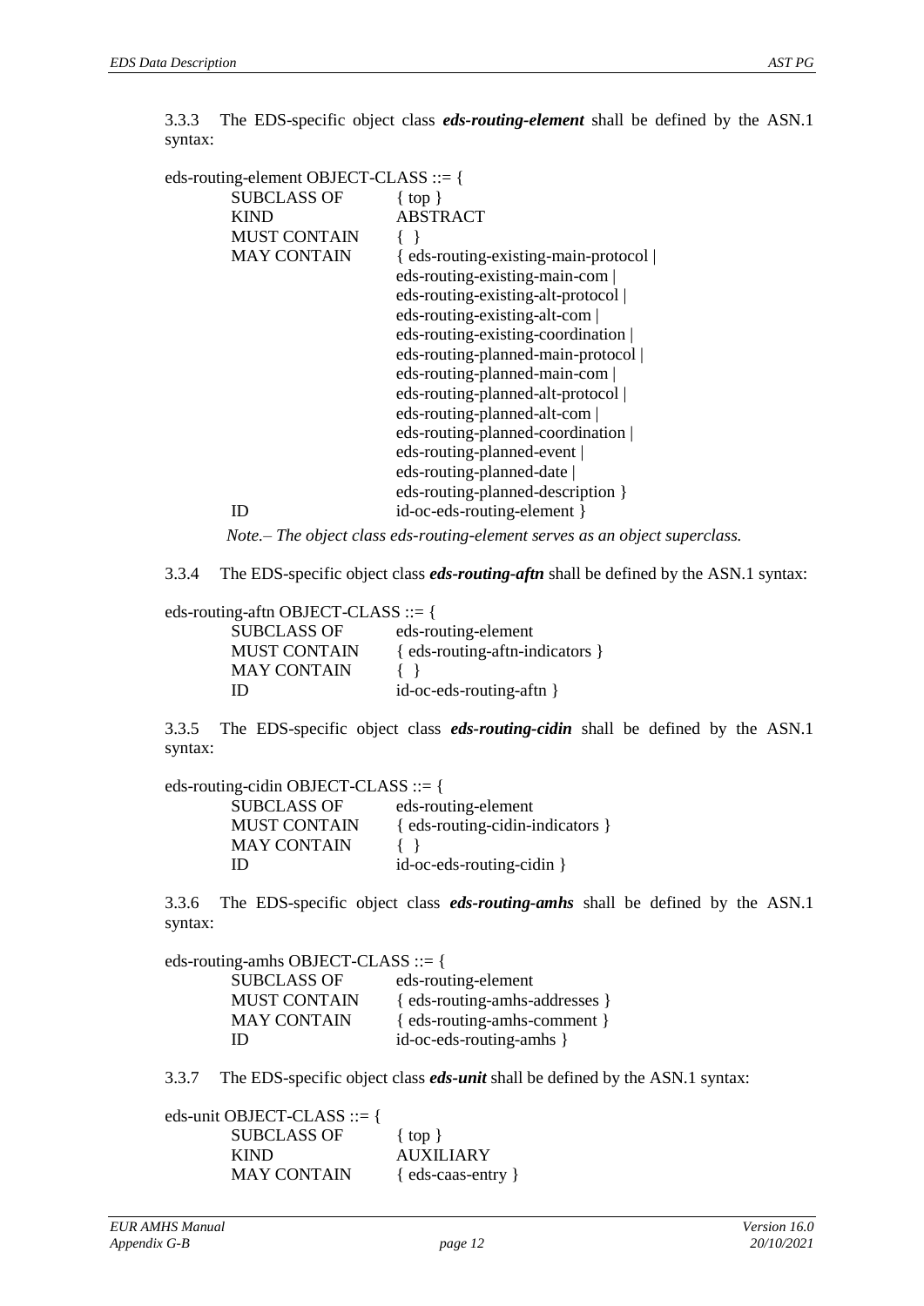3.3.3 The EDS-specific object class ***eds-routing-element*** shall be defined by the ASN.1 syntax:

```
eds-routing-element OBJECT-CLASS ::= {
        SUBCLASS OF       { top }
        KIND              ABSTRACT
        MUST CONTAIN      { }
        MAY CONTAIN       { eds-routing-existing-main-protocol |
                          eds-routing-existing-main-com |
                          eds-routing-existing-alt-protocol |
                          eds-routing-existing-alt-com |
                          eds-routing-existing-coordination |
                          eds-routing-planned-main-protocol |
                          eds-routing-planned-main-com |
                          eds-routing-planned-alt-protocol |
                          eds-routing-planned-alt-com |
                          eds-routing-planned-coordination |
                          eds-routing-planned-event |
                          eds-routing-planned-date |
                          eds-routing-planned-description }
        ID                id-oc-eds-routing-element }
```

*Note.– The object class eds-routing-element serves as an object superclass.*

3.3.4 The EDS-specific object class ***eds-routing-aftn*** shall be defined by the ASN.1 syntax:

```
eds-routing-aftn OBJECT-CLASS ::= {
        SUBCLASS OF       eds-routing-element
        MUST CONTAIN      { eds-routing-aftn-indicators }
        MAY CONTAIN       { }
        ID                id-oc-eds-routing-aftn }
```

3.3.5 The EDS-specific object class ***eds-routing-cidin*** shall be defined by the ASN.1 syntax:

```
eds-routing-cidin OBJECT-CLASS ::= {
        SUBCLASS OF       eds-routing-element
        MUST CONTAIN      { eds-routing-cidin-indicators }
        MAY CONTAIN       { }
        ID                id-oc-eds-routing-cidin }
```

3.3.6 The EDS-specific object class ***eds-routing-amhs*** shall be defined by the ASN.1 syntax:

```
eds-routing-amhs OBJECT-CLASS ::= {
        SUBCLASS OF       eds-routing-element
        MUST CONTAIN      { eds-routing-amhs-addresses }
        MAY CONTAIN       { eds-routing-amhs-comment }
        ID                id-oc-eds-routing-amhs }
```

3.3.7 The EDS-specific object class ***eds-unit*** shall be defined by the ASN.1 syntax:

```
eds-unit OBJECT-CLASS ::= {
        SUBCLASS OF       { top }
        KIND              AUXILIARY
        MAY CONTAIN       { eds-caas-entry }
```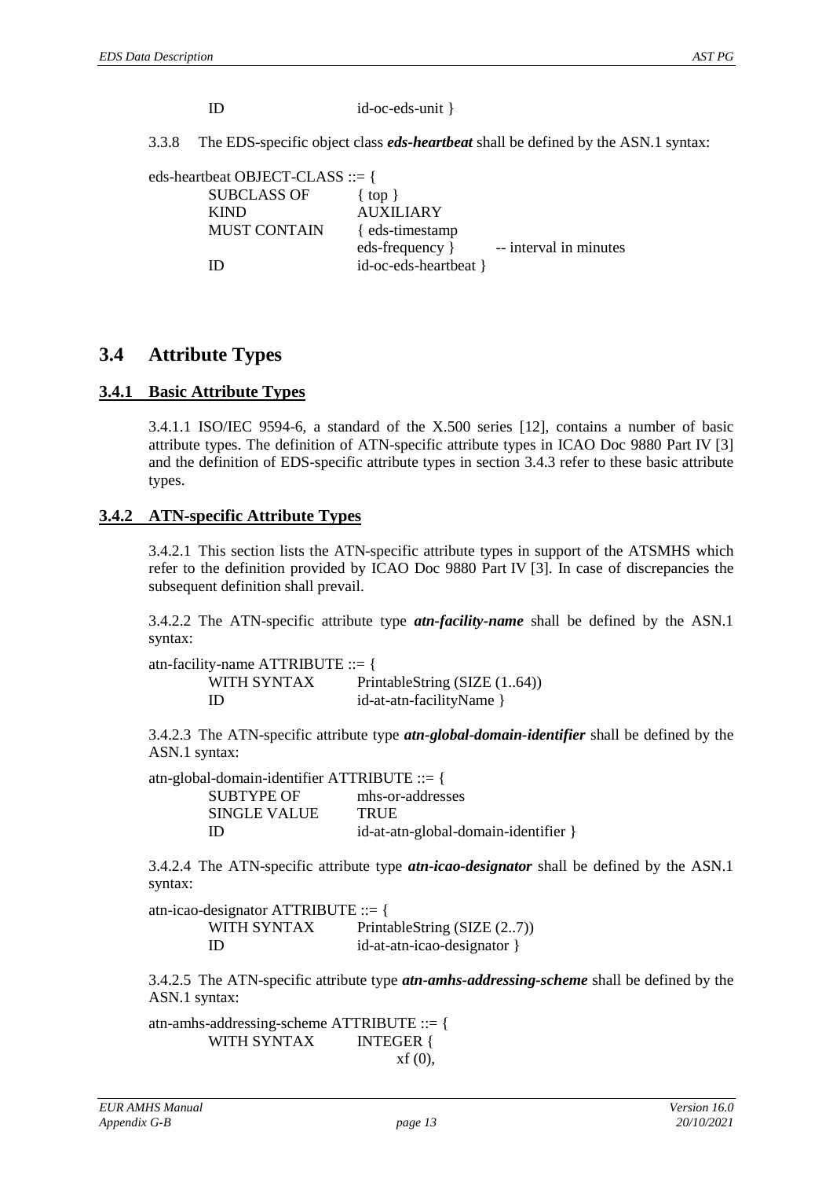```
        ID                  id-oc-eds-unit }
```

3.3.8 The EDS-specific object class ***eds-heartbeat*** shall be defined by the ASN.1 syntax:

```
eds-heartbeat OBJECT-CLASS ::= {
        SUBCLASS OF         { top }
        KIND                AUXILIARY
        MUST CONTAIN        { eds-timestamp
                            eds-frequency }      -- interval in minutes
        ID                  id-oc-eds-heartbeat }
```

## 3.4 Attribute Types

### 3.4.1 Basic Attribute Types

3.4.1.1 ISO/IEC 9594-6, a standard of the X.500 series [12], contains a number of basic attribute types. The definition of ATN-specific attribute types in ICAO Doc 9880 Part IV [3] and the definition of EDS-specific attribute types in section 3.4.3 refer to these basic attribute types.

### 3.4.2 ATN-specific Attribute Types

3.4.2.1 This section lists the ATN-specific attribute types in support of the ATSMHS which refer to the definition provided by ICAO Doc 9880 Part IV [3]. In case of discrepancies the subsequent definition shall prevail.

3.4.2.2 The ATN-specific attribute type ***atn-facility-name*** shall be defined by the ASN.1 syntax:

```
atn-facility-name ATTRIBUTE ::= {
        WITH SYNTAX         PrintableString (SIZE (1..64))
        ID                  id-at-atn-facilityName }
```

3.4.2.3 The ATN-specific attribute type ***atn-global-domain-identifier*** shall be defined by the ASN.1 syntax:

```
atn-global-domain-identifier ATTRIBUTE ::= {
        SUBTYPE OF          mhs-or-addresses
        SINGLE VALUE        TRUE
        ID                  id-at-atn-global-domain-identifier }
```

3.4.2.4 The ATN-specific attribute type ***atn-icao-designator*** shall be defined by the ASN.1 syntax:

```
atn-icao-designator ATTRIBUTE ::= {
        WITH SYNTAX         PrintableString (SIZE (2..7))
        ID                  id-at-atn-icao-designator }
```

3.4.2.5 The ATN-specific attribute type ***atn-amhs-addressing-scheme*** shall be defined by the ASN.1 syntax:

```
atn-amhs-addressing-scheme ATTRIBUTE ::= {
        WITH SYNTAX         INTEGER {
                                    xf (0),
```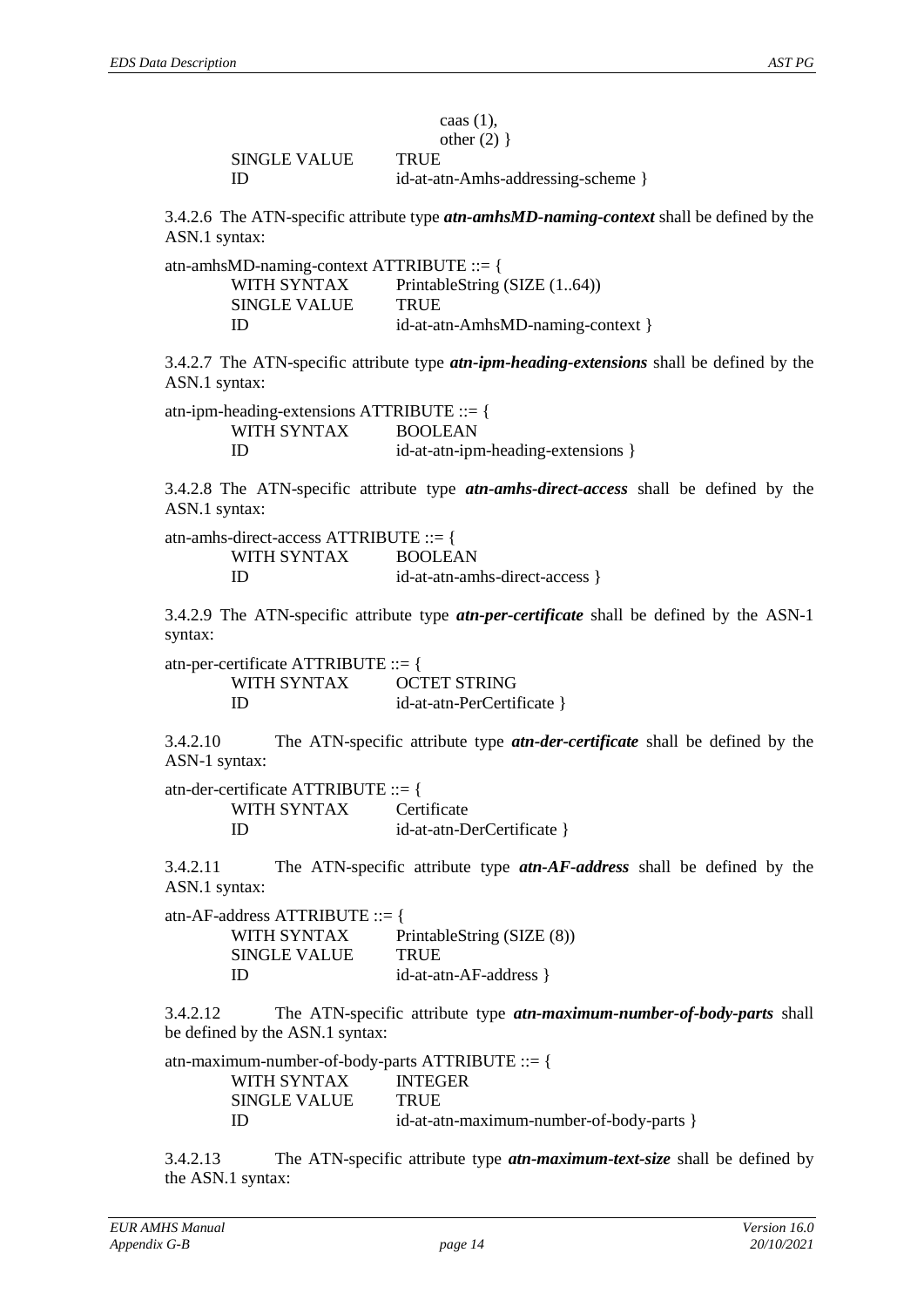```
                caas (1),
                other (2) }
    SINGLE VALUE    TRUE
    ID              id-at-atn-Amhs-addressing-scheme }
```

3.4.2.6 The ATN-specific attribute type ***atn-amhsMD-naming-context*** shall be defined by the ASN.1 syntax:

```
atn-amhsMD-naming-context ATTRIBUTE ::= {
    WITH SYNTAX     PrintableString (SIZE (1..64))
    SINGLE VALUE    TRUE
    ID              id-at-atn-AmhsMD-naming-context }
```

3.4.2.7 The ATN-specific attribute type ***atn-ipm-heading-extensions*** shall be defined by the ASN.1 syntax:

```
atn-ipm-heading-extensions ATTRIBUTE ::= {
    WITH SYNTAX     BOOLEAN
    ID              id-at-atn-ipm-heading-extensions }
```

3.4.2.8 The ATN-specific attribute type ***atn-amhs-direct-access*** shall be defined by the ASN.1 syntax:

```
atn-amhs-direct-access ATTRIBUTE ::= {
    WITH SYNTAX     BOOLEAN
    ID              id-at-atn-amhs-direct-access }
```

3.4.2.9 The ATN-specific attribute type ***atn-per-certificate*** shall be defined by the ASN-1 syntax:

```
atn-per-certificate ATTRIBUTE ::= {
    WITH SYNTAX     OCTET STRING
    ID              id-at-atn-PerCertificate }
```

3.4.2.10 The ATN-specific attribute type ***atn-der-certificate*** shall be defined by the ASN-1 syntax:

```
atn-der-certificate ATTRIBUTE ::= {
    WITH SYNTAX     Certificate
    ID              id-at-atn-DerCertificate }
```

3.4.2.11 The ATN-specific attribute type ***atn-AF-address*** shall be defined by the ASN.1 syntax:

```
atn-AF-address ATTRIBUTE ::= {
    WITH SYNTAX     PrintableString (SIZE (8))
    SINGLE VALUE    TRUE
    ID              id-at-atn-AF-address }
```

3.4.2.12 The ATN-specific attribute type ***atn-maximum-number-of-body-parts*** shall be defined by the ASN.1 syntax:

```
atn-maximum-number-of-body-parts ATTRIBUTE ::= {
    WITH SYNTAX     INTEGER
    SINGLE VALUE    TRUE
    ID              id-at-atn-maximum-number-of-body-parts }
```

3.4.2.13 The ATN-specific attribute type ***atn-maximum-text-size*** shall be defined by the ASN.1 syntax: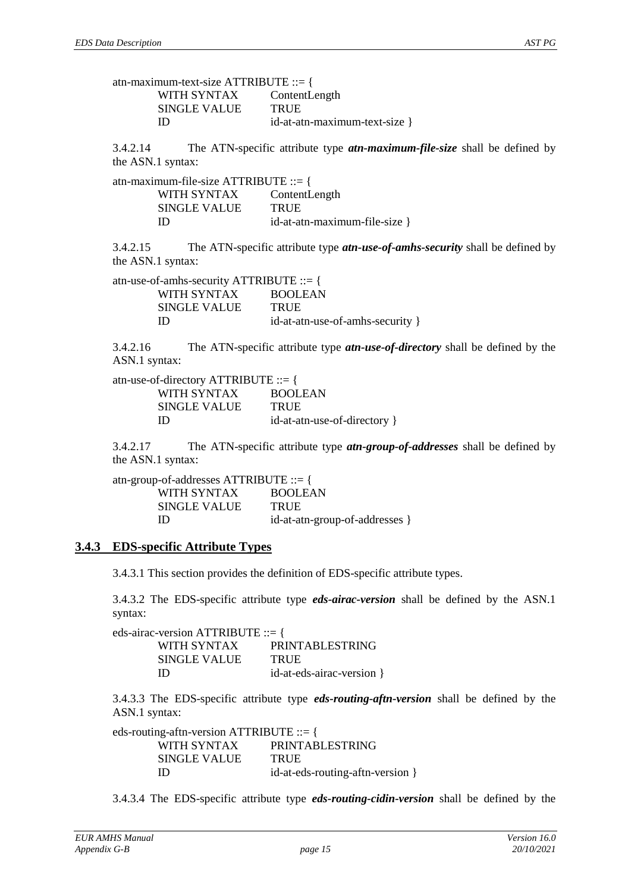```
atn-maximum-text-size ATTRIBUTE ::= {
        WITH SYNTAX       ContentLength
        SINGLE VALUE      TRUE
        ID                id-at-atn-maximum-text-size }
```

3.4.2.14 The ATN-specific attribute type ***atn-maximum-file-size*** shall be defined by the ASN.1 syntax:

```
atn-maximum-file-size ATTRIBUTE ::= {
        WITH SYNTAX       ContentLength
        SINGLE VALUE      TRUE
        ID                id-at-atn-maximum-file-size }
```

3.4.2.15 The ATN-specific attribute type ***atn-use-of-amhs-security*** shall be defined by the ASN.1 syntax:

```
atn-use-of-amhs-security ATTRIBUTE ::= {
        WITH SYNTAX       BOOLEAN
        SINGLE VALUE      TRUE
        ID                id-at-atn-use-of-amhs-security }
```

3.4.2.16 The ATN-specific attribute type ***atn-use-of-directory*** shall be defined by the ASN.1 syntax:

```
atn-use-of-directory ATTRIBUTE ::= {
        WITH SYNTAX       BOOLEAN
        SINGLE VALUE      TRUE
        ID                id-at-atn-use-of-directory }
```

3.4.2.17 The ATN-specific attribute type ***atn-group-of-addresses*** shall be defined by the ASN.1 syntax:

```
atn-group-of-addresses ATTRIBUTE ::= {
        WITH SYNTAX       BOOLEAN
        SINGLE VALUE      TRUE
        ID                id-at-atn-group-of-addresses }
```

### 3.4.3 EDS-specific Attribute Types

3.4.3.1 This section provides the definition of EDS-specific attribute types.

3.4.3.2 The EDS-specific attribute type ***eds-airac-version*** shall be defined by the ASN.1 syntax:

```
eds-airac-version ATTRIBUTE ::= {
        WITH SYNTAX       PRINTABLESTRING
        SINGLE VALUE      TRUE
        ID                id-at-eds-airac-version }
```

3.4.3.3 The EDS-specific attribute type ***eds-routing-aftn-version*** shall be defined by the ASN.1 syntax:

```
eds-routing-aftn-version ATTRIBUTE ::= {
        WITH SYNTAX       PRINTABLESTRING
        SINGLE VALUE      TRUE
        ID                id-at-eds-routing-aftn-version }
```

3.4.3.4 The EDS-specific attribute type ***eds-routing-cidin-version*** shall be defined by the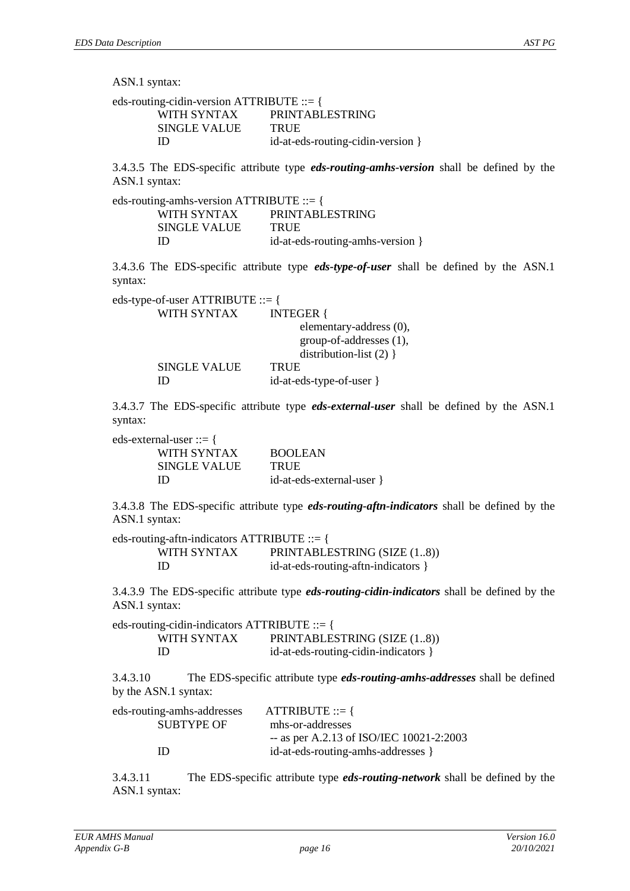ASN.1 syntax:

```
eds-routing-cidin-version ATTRIBUTE ::= {
        WITH SYNTAX       PRINTABLESTRING
        SINGLE VALUE      TRUE
        ID                id-at-eds-routing-cidin-version }
```

3.4.3.5 The EDS-specific attribute type ***eds-routing-amhs-version*** shall be defined by the ASN.1 syntax:

```
eds-routing-amhs-version ATTRIBUTE ::= {
        WITH SYNTAX       PRINTABLESTRING
        SINGLE VALUE      TRUE
        ID                id-at-eds-routing-amhs-version }
```

3.4.3.6 The EDS-specific attribute type ***eds-type-of-user*** shall be defined by the ASN.1 syntax:

```
eds-type-of-user ATTRIBUTE ::= {
        WITH SYNTAX       INTEGER {
                                elementary-address (0),
                                group-of-addresses (1),
                                distribution-list (2) }
        SINGLE VALUE      TRUE
        ID                id-at-eds-type-of-user }
```

3.4.3.7 The EDS-specific attribute type ***eds-external-user*** shall be defined by the ASN.1 syntax:

```
eds-external-user ::= {
        WITH SYNTAX       BOOLEAN
        SINGLE VALUE      TRUE
        ID                id-at-eds-external-user }
```

3.4.3.8 The EDS-specific attribute type ***eds-routing-aftn-indicators*** shall be defined by the ASN.1 syntax:

```
eds-routing-aftn-indicators ATTRIBUTE ::= {
        WITH SYNTAX       PRINTABLESTRING (SIZE (1..8))
        ID                id-at-eds-routing-aftn-indicators }
```

3.4.3.9 The EDS-specific attribute type ***eds-routing-cidin-indicators*** shall be defined by the ASN.1 syntax:

```
eds-routing-cidin-indicators ATTRIBUTE ::= {
        WITH SYNTAX       PRINTABLESTRING (SIZE (1..8))
        ID                id-at-eds-routing-cidin-indicators }
```

3.4.3.10 The EDS-specific attribute type ***eds-routing-amhs-addresses*** shall be defined by the ASN.1 syntax:

```
eds-routing-amhs-addresses      ATTRIBUTE ::= {
        SUBTYPE OF        mhs-or-addresses
                          -- as per A.2.13 of ISO/IEC 10021-2:2003
        ID                id-at-eds-routing-amhs-addresses }
```

3.4.3.11 The EDS-specific attribute type ***eds-routing-network*** shall be defined by the ASN.1 syntax: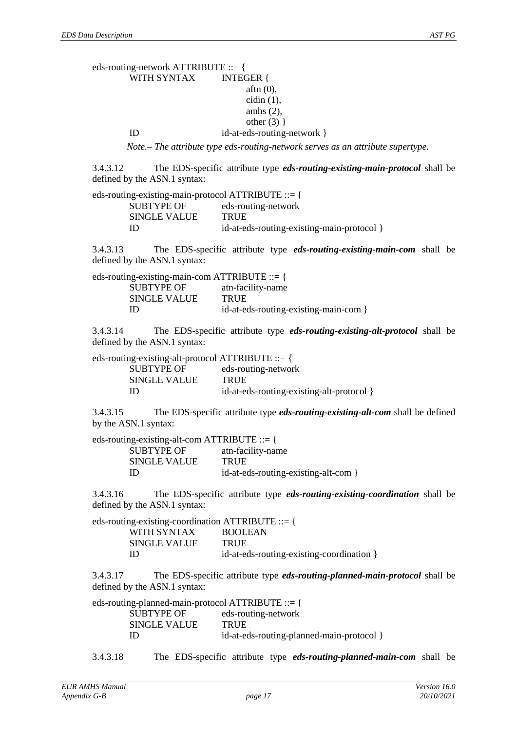```
eds-routing-network ATTRIBUTE ::= {
        WITH SYNTAX         INTEGER {
                                aftn (0),
                                cidin (1),
                                amhs (2),
                                other (3) }
        ID                  id-at-eds-routing-network }
```

*Note.– The attribute type eds-routing-network serves as an attribute supertype.*

3.4.3.12 The EDS-specific attribute type ***eds-routing-existing-main-protocol*** shall be defined by the ASN.1 syntax:

```
eds-routing-existing-main-protocol ATTRIBUTE ::= {
        SUBTYPE OF          eds-routing-network
        SINGLE VALUE        TRUE
        ID                  id-at-eds-routing-existing-main-protocol }
```

3.4.3.13 The EDS-specific attribute type ***eds-routing-existing-main-com*** shall be defined by the ASN.1 syntax:

```
eds-routing-existing-main-com ATTRIBUTE ::= {
        SUBTYPE OF          atn-facility-name
        SINGLE VALUE        TRUE
        ID                  id-at-eds-routing-existing-main-com }
```

3.4.3.14 The EDS-specific attribute type ***eds-routing-existing-alt-protocol*** shall be defined by the ASN.1 syntax:

```
eds-routing-existing-alt-protocol ATTRIBUTE ::= {
        SUBTYPE OF          eds-routing-network
        SINGLE VALUE        TRUE
        ID                  id-at-eds-routing-existing-alt-protocol }
```

3.4.3.15 The EDS-specific attribute type ***eds-routing-existing-alt-com*** shall be defined by the ASN.1 syntax:

```
eds-routing-existing-alt-com ATTRIBUTE ::= {
        SUBTYPE OF          atn-facility-name
        SINGLE VALUE        TRUE
        ID                  id-at-eds-routing-existing-alt-com }
```

3.4.3.16 The EDS-specific attribute type ***eds-routing-existing-coordination*** shall be defined by the ASN.1 syntax:

```
eds-routing-existing-coordination ATTRIBUTE ::= {
        WITH SYNTAX         BOOLEAN
        SINGLE VALUE        TRUE
        ID                  id-at-eds-routing-existing-coordination }
```

3.4.3.17 The EDS-specific attribute type ***eds-routing-planned-main-protocol*** shall be defined by the ASN.1 syntax:

```
eds-routing-planned-main-protocol ATTRIBUTE ::= {
        SUBTYPE OF          eds-routing-network
        SINGLE VALUE        TRUE
        ID                  id-at-eds-routing-planned-main-protocol }
```

3.4.3.18 The EDS-specific attribute type ***eds-routing-planned-main-com*** shall be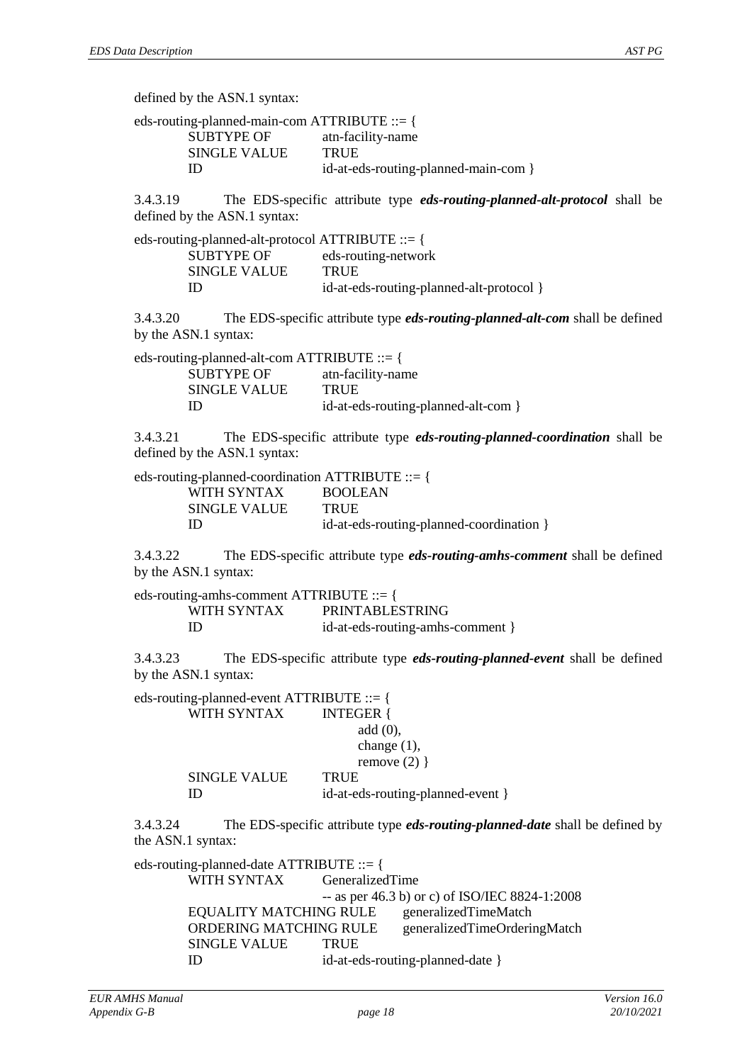defined by the ASN.1 syntax:

```
eds-routing-planned-main-com ATTRIBUTE ::= {
        SUBTYPE OF          atn-facility-name
        SINGLE VALUE        TRUE
        ID                  id-at-eds-routing-planned-main-com }
```

3.4.3.19 The EDS-specific attribute type ***eds-routing-planned-alt-protocol*** shall be defined by the ASN.1 syntax:

```
eds-routing-planned-alt-protocol ATTRIBUTE ::= {
        SUBTYPE OF          eds-routing-network
        SINGLE VALUE        TRUE
        ID                  id-at-eds-routing-planned-alt-protocol }
```

3.4.3.20 The EDS-specific attribute type ***eds-routing-planned-alt-com*** shall be defined by the ASN.1 syntax:

```
eds-routing-planned-alt-com ATTRIBUTE ::= {
        SUBTYPE OF          atn-facility-name
        SINGLE VALUE        TRUE
        ID                  id-at-eds-routing-planned-alt-com }
```

3.4.3.21 The EDS-specific attribute type ***eds-routing-planned-coordination*** shall be defined by the ASN.1 syntax:

```
eds-routing-planned-coordination ATTRIBUTE ::= {
        WITH SYNTAX         BOOLEAN
        SINGLE VALUE        TRUE
        ID                  id-at-eds-routing-planned-coordination }
```

3.4.3.22 The EDS-specific attribute type ***eds-routing-amhs-comment*** shall be defined by the ASN.1 syntax:

```
eds-routing-amhs-comment ATTRIBUTE ::= {
        WITH SYNTAX         PRINTABLESTRING
        ID                  id-at-eds-routing-amhs-comment }
```

3.4.3.23 The EDS-specific attribute type ***eds-routing-planned-event*** shall be defined by the ASN.1 syntax:

```
eds-routing-planned-event ATTRIBUTE ::= {
        WITH SYNTAX         INTEGER {
                                add (0),
                                change (1),
                                remove (2) }
        SINGLE VALUE        TRUE
        ID                  id-at-eds-routing-planned-event }
```

3.4.3.24 The EDS-specific attribute type ***eds-routing-planned-date*** shall be defined by the ASN.1 syntax:

```
eds-routing-planned-date ATTRIBUTE ::= {
        WITH SYNTAX         GeneralizedTime
                            -- as per 46.3 b) or c) of ISO/IEC 8824-1:2008
        EQUALITY MATCHING RULE      generalizedTimeMatch
        ORDERING MATCHING RULE      generalizedTimeOrderingMatch
        SINGLE VALUE        TRUE
        ID                  id-at-eds-routing-planned-date }
```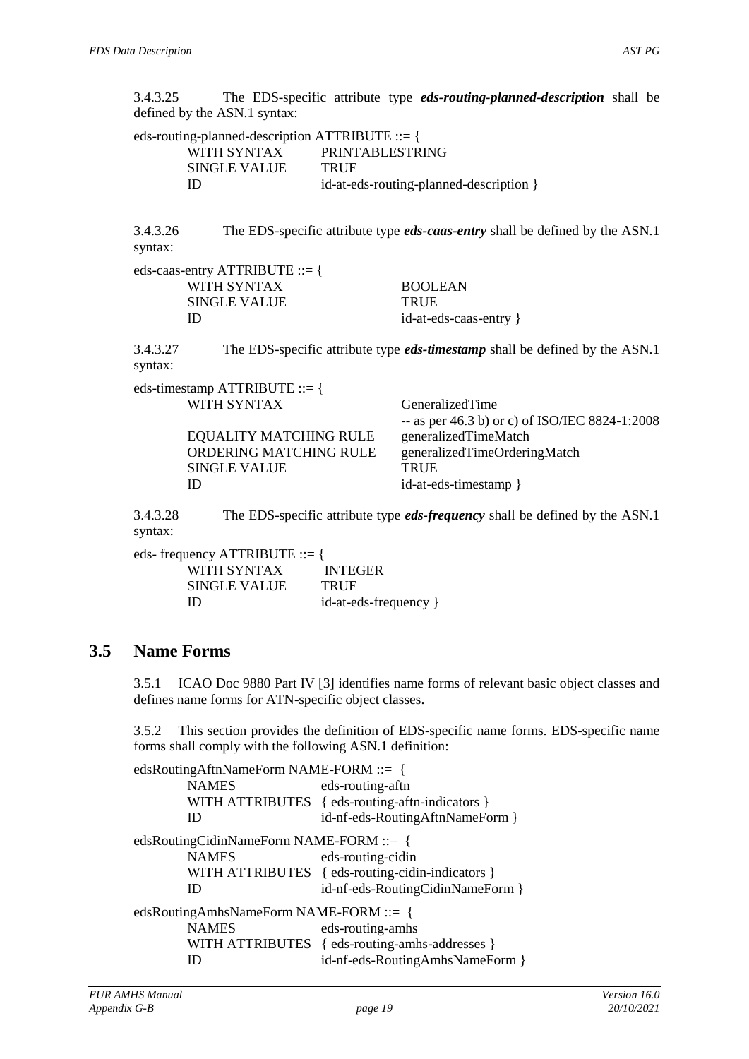3.4.3.25 The EDS-specific attribute type ***eds-routing-planned-description*** shall be defined by the ASN.1 syntax:

```
eds-routing-planned-description ATTRIBUTE ::= {
        WITH SYNTAX         PRINTABLESTRING
        SINGLE VALUE        TRUE
        ID                  id-at-eds-routing-planned-description }
```

3.4.3.26 The EDS-specific attribute type ***eds-caas-entry*** shall be defined by the ASN.1 syntax:

```
eds-caas-entry ATTRIBUTE ::= {
        WITH SYNTAX                 BOOLEAN
        SINGLE VALUE                TRUE
        ID                          id-at-eds-caas-entry }
```

3.4.3.27 The EDS-specific attribute type ***eds-timestamp*** shall be defined by the ASN.1 syntax:

```
eds-timestamp ATTRIBUTE ::= {
        WITH SYNTAX                 GeneralizedTime
                                    -- as per 46.3 b) or c) of ISO/IEC 8824-1:2008
        EQUALITY MATCHING RULE      generalizedTimeMatch
        ORDERING MATCHING RULE      generalizedTimeOrderingMatch
        SINGLE VALUE                TRUE
        ID                          id-at-eds-timestamp }
```

3.4.3.28 The EDS-specific attribute type ***eds-frequency*** shall be defined by the ASN.1 syntax:

```
eds- frequency ATTRIBUTE ::= {
        WITH SYNTAX         INTEGER
        SINGLE VALUE        TRUE
        ID                  id-at-eds-frequency }
```

## 3.5 Name Forms

3.5.1 ICAO Doc 9880 Part IV [3] identifies name forms of relevant basic object classes and defines name forms for ATN-specific object classes.

3.5.2 This section provides the definition of EDS-specific name forms. EDS-specific name forms shall comply with the following ASN.1 definition:

```
edsRoutingAftnNameForm NAME-FORM ::= {
        NAMES               eds-routing-aftn
        WITH ATTRIBUTES     { eds-routing-aftn-indicators }
        ID                  id-nf-eds-RoutingAftnNameForm }

edsRoutingCidinNameForm NAME-FORM ::= {
        NAMES               eds-routing-cidin
        WITH ATTRIBUTES     { eds-routing-cidin-indicators }
        ID                  id-nf-eds-RoutingCidinNameForm }

edsRoutingAmhsNameForm NAME-FORM ::= {
        NAMES               eds-routing-amhs
        WITH ATTRIBUTES     { eds-routing-amhs-addresses }
        ID                  id-nf-eds-RoutingAmhsNameForm }
```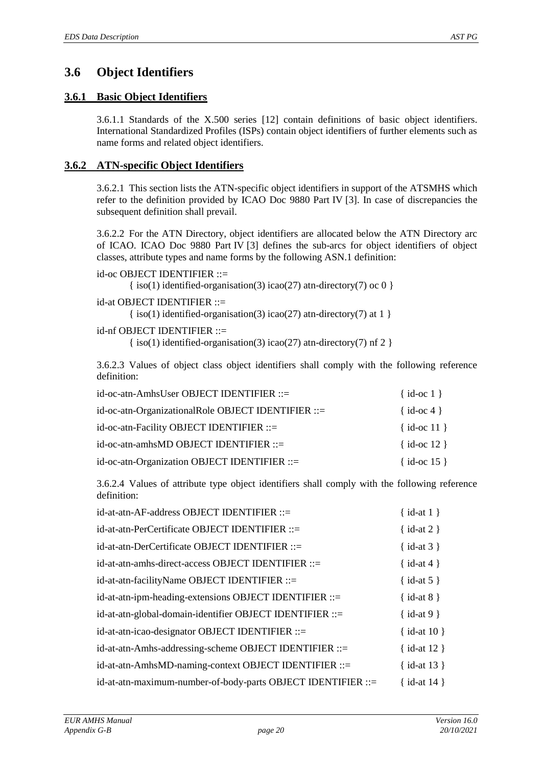## 3.6 Object Identifiers

### 3.6.1 Basic Object Identifiers

3.6.1.1 Standards of the X.500 series [12] contain definitions of basic object identifiers. International Standardized Profiles (ISPs) contain object identifiers of further elements such as name forms and related object identifiers.

### 3.6.2 ATN-specific Object Identifiers

3.6.2.1 This section lists the ATN-specific object identifiers in support of the ATSMHS which refer to the definition provided by ICAO Doc 9880 Part IV [3]. In case of discrepancies the subsequent definition shall prevail.

3.6.2.2 For the ATN Directory, object identifiers are allocated below the ATN Directory arc of ICAO. ICAO Doc 9880 Part IV [3] defines the sub-arcs for object identifiers of object classes, attribute types and name forms by the following ASN.1 definition:

```
id-oc OBJECT IDENTIFIER ::=
        { iso(1) identified-organisation(3) icao(27) atn-directory(7) oc 0 }

id-at OBJECT IDENTIFIER ::=
        { iso(1) identified-organisation(3) icao(27) atn-directory(7) at 1 }

id-nf OBJECT IDENTIFIER ::=
        { iso(1) identified-organisation(3) icao(27) atn-directory(7) nf 2 }
```

3.6.2.3 Values of object class object identifiers shall comply with the following reference definition:

```
id-oc-atn-AmhsUser OBJECT IDENTIFIER ::=                    { id-oc 1 }
id-oc-atn-OrganizationalRole OBJECT IDENTIFIER ::=          { id-oc 4 }
id-oc-atn-Facility OBJECT IDENTIFIER ::=                    { id-oc 11 }
id-oc-atn-amhsMD OBJECT IDENTIFIER ::=                      { id-oc 12 }
id-oc-atn-Organization OBJECT IDENTIFIER ::=                { id-oc 15 }
```

3.6.2.4 Values of attribute type object identifiers shall comply with the following reference definition:

```
id-at-atn-AF-address OBJECT IDENTIFIER ::=                  { id-at 1 }
id-at-atn-PerCertificate OBJECT IDENTIFIER ::=              { id-at 2 }
id-at-atn-DerCertificate OBJECT IDENTIFIER ::=              { id-at 3 }
id-at-atn-amhs-direct-access OBJECT IDENTIFIER ::=          { id-at 4 }
id-at-atn-facilityName OBJECT IDENTIFIER ::=                { id-at 5 }
id-at-atn-ipm-heading-extensions OBJECT IDENTIFIER ::=      { id-at 8 }
id-at-atn-global-domain-identifier OBJECT IDENTIFIER ::=    { id-at 9 }
id-at-atn-icao-designator OBJECT IDENTIFIER ::=             { id-at 10 }
id-at-atn-Amhs-addressing-scheme OBJECT IDENTIFIER ::=      { id-at 12 }
id-at-atn-AmhsMD-naming-context OBJECT IDENTIFIER ::=       { id-at 13 }
id-at-atn-maximum-number-of-body-parts OBJECT IDENTIFIER ::= { id-at 14 }
```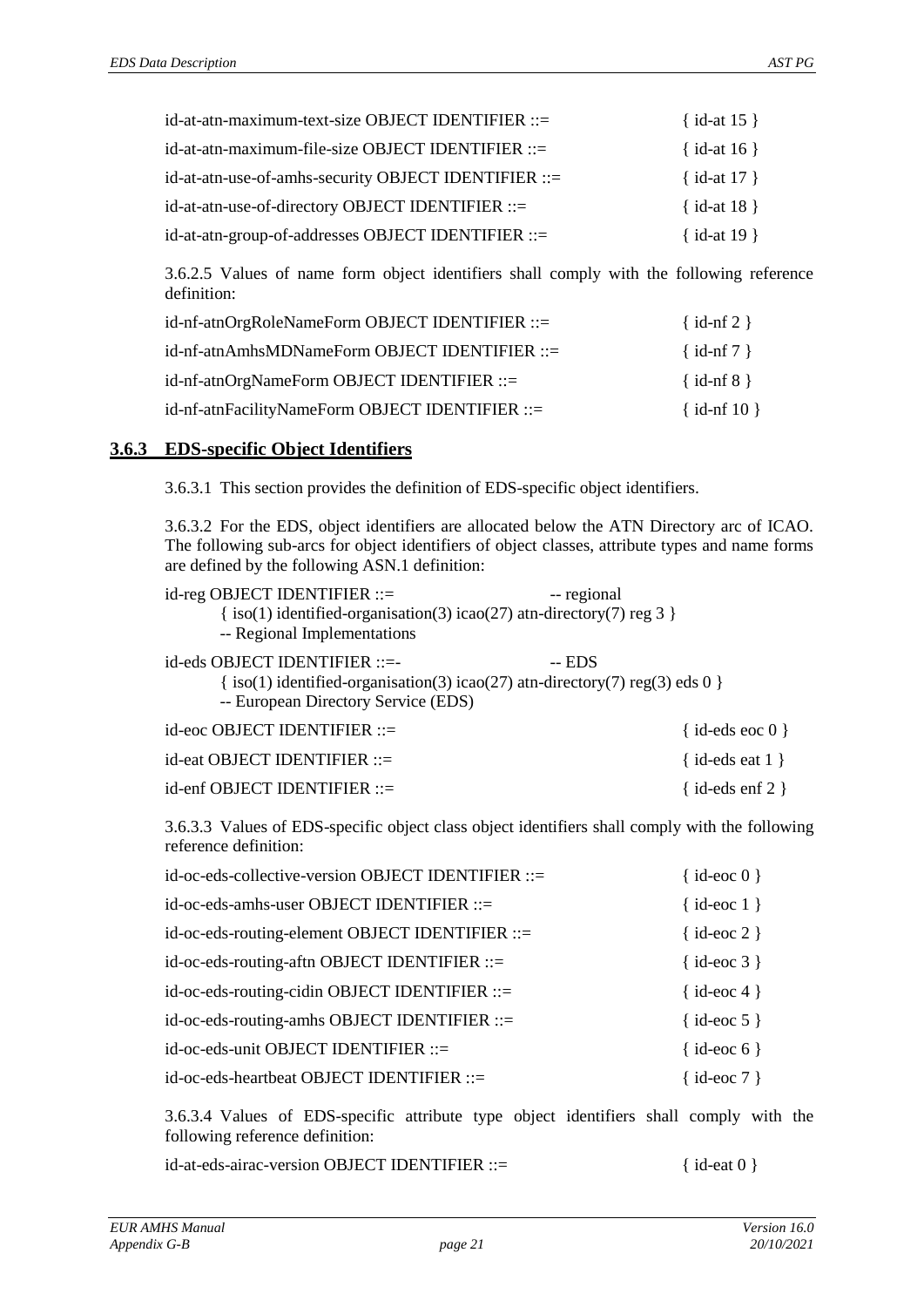id-at-atn-maximum-text-size OBJECT IDENTIFIER ::= { id-at 15 }

id-at-atn-maximum-file-size OBJECT IDENTIFIER ::= { id-at 16 }

id-at-atn-use-of-amhs-security OBJECT IDENTIFIER ::= { id-at 17 }

id-at-atn-use-of-directory OBJECT IDENTIFIER ::= { id-at 18 }

id-at-atn-group-of-addresses OBJECT IDENTIFIER ::= { id-at 19 }

3.6.2.5 Values of name form object identifiers shall comply with the following reference definition:

id-nf-atnOrgRoleNameForm OBJECT IDENTIFIER ::= { id-nf 2 }

id-nf-atnAmhsMDNameForm OBJECT IDENTIFIER ::= { id-nf 7 }

id-nf-atnOrgNameForm OBJECT IDENTIFIER ::= { id-nf 8 }

id-nf-atnFacilityNameForm OBJECT IDENTIFIER ::= { id-nf 10 }

### 3.6.3 EDS-specific Object Identifiers

3.6.3.1 This section provides the definition of EDS-specific object identifiers.

3.6.3.2 For the EDS, object identifiers are allocated below the ATN Directory arc of ICAO. The following sub-arcs for object identifiers of object classes, attribute types and name forms are defined by the following ASN.1 definition:

```
id-reg OBJECT IDENTIFIER ::=                    -- regional
      { iso(1) identified-organisation(3) icao(27) atn-directory(7) reg 3 }
      -- Regional Implementations

id-eds OBJECT IDENTIFIER ::=-                   -- EDS
      { iso(1) identified-organisation(3) icao(27) atn-directory(7) reg(3) eds 0 }
      -- European Directory Service (EDS)
```

id-eoc OBJECT IDENTIFIER ::= { id-eds eoc 0 }

id-eat OBJECT IDENTIFIER ::= { id-eds eat 1 }

id-enf OBJECT IDENTIFIER ::= { id-eds enf 2 }

3.6.3.3 Values of EDS-specific object class object identifiers shall comply with the following reference definition:

id-oc-eds-collective-version OBJECT IDENTIFIER ::= { id-eoc 0 }

id-oc-eds-amhs-user OBJECT IDENTIFIER ::= { id-eoc 1 }

id-oc-eds-routing-element OBJECT IDENTIFIER ::= { id-eoc 2 }

id-oc-eds-routing-aftn OBJECT IDENTIFIER ::= { id-eoc 3 }

id-oc-eds-routing-cidin OBJECT IDENTIFIER ::= { id-eoc 4 }

id-oc-eds-routing-amhs OBJECT IDENTIFIER ::= { id-eoc 5 }

id-oc-eds-unit OBJECT IDENTIFIER ::= { id-eoc 6 }

id-oc-eds-heartbeat OBJECT IDENTIFIER ::= { id-eoc 7 }

3.6.3.4 Values of EDS-specific attribute type object identifiers shall comply with the following reference definition:

id-at-eds-airac-version OBJECT IDENTIFIER ::= { id-eat 0 }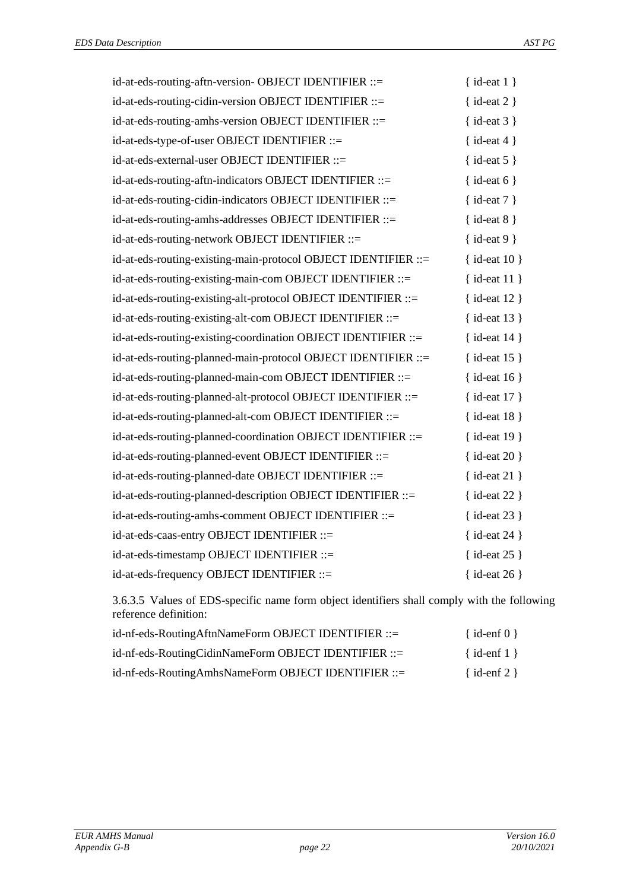```
id-at-eds-routing-aftn-version- OBJECT IDENTIFIER ::=                { id-eat 1 }
id-at-eds-routing-cidin-version OBJECT IDENTIFIER ::=                { id-eat 2 }
id-at-eds-routing-amhs-version OBJECT IDENTIFIER ::=                 { id-eat 3 }
id-at-eds-type-of-user OBJECT IDENTIFIER ::=                         { id-eat 4 }
id-at-eds-external-user OBJECT IDENTIFIER ::=                        { id-eat 5 }
id-at-eds-routing-aftn-indicators OBJECT IDENTIFIER ::=              { id-eat 6 }
id-at-eds-routing-cidin-indicators OBJECT IDENTIFIER ::=             { id-eat 7 }
id-at-eds-routing-amhs-addresses OBJECT IDENTIFIER ::=               { id-eat 8 }
id-at-eds-routing-network OBJECT IDENTIFIER ::=                      { id-eat 9 }
id-at-eds-routing-existing-main-protocol OBJECT IDENTIFIER ::=       { id-eat 10 }
id-at-eds-routing-existing-main-com OBJECT IDENTIFIER ::=            { id-eat 11 }
id-at-eds-routing-existing-alt-protocol OBJECT IDENTIFIER ::=        { id-eat 12 }
id-at-eds-routing-existing-alt-com OBJECT IDENTIFIER ::=             { id-eat 13 }
id-at-eds-routing-existing-coordination OBJECT IDENTIFIER ::=        { id-eat 14 }
id-at-eds-routing-planned-main-protocol OBJECT IDENTIFIER ::=        { id-eat 15 }
id-at-eds-routing-planned-main-com OBJECT IDENTIFIER ::=             { id-eat 16 }
id-at-eds-routing-planned-alt-protocol OBJECT IDENTIFIER ::=         { id-eat 17 }
id-at-eds-routing-planned-alt-com OBJECT IDENTIFIER ::=              { id-eat 18 }
id-at-eds-routing-planned-coordination OBJECT IDENTIFIER ::=         { id-eat 19 }
id-at-eds-routing-planned-event OBJECT IDENTIFIER ::=                { id-eat 20 }
id-at-eds-routing-planned-date OBJECT IDENTIFIER ::=                 { id-eat 21 }
id-at-eds-routing-planned-description OBJECT IDENTIFIER ::=          { id-eat 22 }
id-at-eds-routing-amhs-comment OBJECT IDENTIFIER ::=                 { id-eat 23 }
id-at-eds-caas-entry OBJECT IDENTIFIER ::=                           { id-eat 24 }
id-at-eds-timestamp OBJECT IDENTIFIER ::=                            { id-eat 25 }
id-at-eds-frequency OBJECT IDENTIFIER ::=                            { id-eat 26 }
```

3.6.3.5 Values of EDS-specific name form object identifiers shall comply with the following reference definition:

```
id-nf-eds-RoutingAftnNameForm OBJECT IDENTIFIER ::=                  { id-enf 0 }
id-nf-eds-RoutingCidinNameForm OBJECT IDENTIFIER ::=                 { id-enf 1 }
id-nf-eds-RoutingAmhsNameForm OBJECT IDENTIFIER ::=                  { id-enf 2 }
```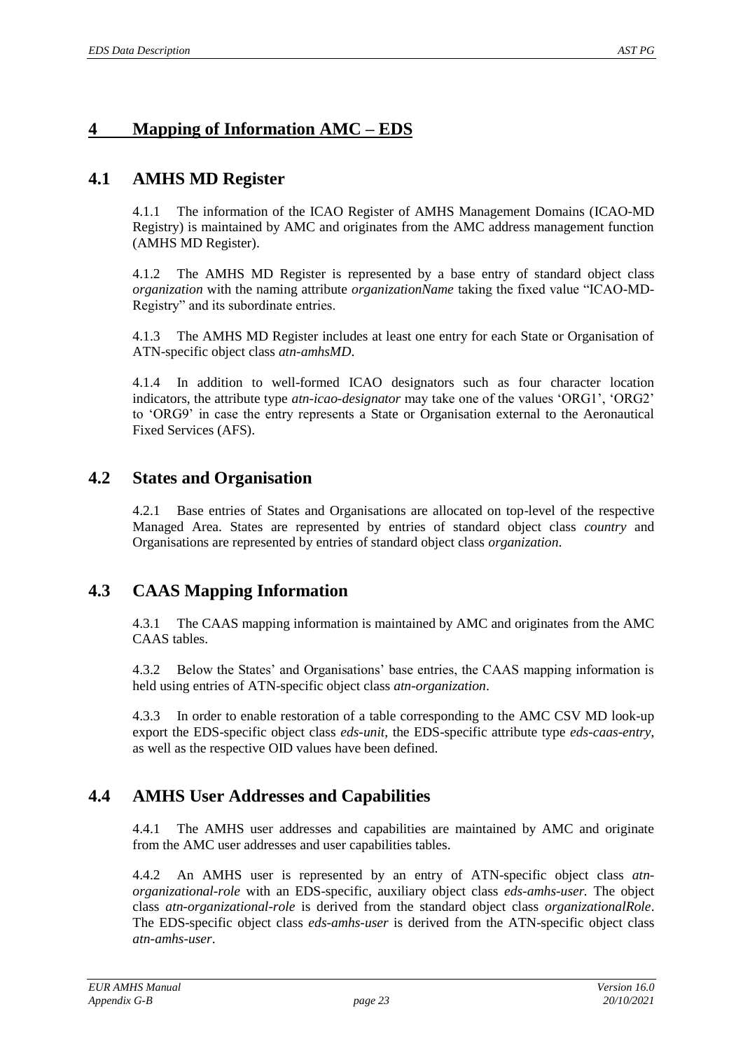# 4 Mapping of Information AMC – EDS

## 4.1 AMHS MD Register

4.1.1 The information of the ICAO Register of AMHS Management Domains (ICAO-MD Registry) is maintained by AMC and originates from the AMC address management function (AMHS MD Register).

4.1.2 The AMHS MD Register is represented by a base entry of standard object class *organization* with the naming attribute *organizationName* taking the fixed value "ICAO-MD-Registry" and its subordinate entries.

4.1.3 The AMHS MD Register includes at least one entry for each State or Organisation of ATN-specific object class *atn-amhsMD*.

4.1.4 In addition to well-formed ICAO designators such as four character location indicators, the attribute type *atn-icao-designator* may take one of the values 'ORG1', 'ORG2' to 'ORG9' in case the entry represents a State or Organisation external to the Aeronautical Fixed Services (AFS).

## 4.2 States and Organisation

4.2.1 Base entries of States and Organisations are allocated on top-level of the respective Managed Area. States are represented by entries of standard object class *country* and Organisations are represented by entries of standard object class *organization*.

## 4.3 CAAS Mapping Information

4.3.1 The CAAS mapping information is maintained by AMC and originates from the AMC CAAS tables.

4.3.2 Below the States' and Organisations' base entries, the CAAS mapping information is held using entries of ATN-specific object class *atn-organization*.

4.3.3 In order to enable restoration of a table corresponding to the AMC CSV MD look-up export the EDS-specific object class *eds-unit,* the EDS-specific attribute type *eds-caas-entry*, as well as the respective OID values have been defined.

## 4.4 AMHS User Addresses and Capabilities

4.4.1 The AMHS user addresses and capabilities are maintained by AMC and originate from the AMC user addresses and user capabilities tables.

4.4.2 An AMHS user is represented by an entry of ATN-specific object class *atn-organizational-role* with an EDS-specific, auxiliary object class *eds-amhs-user.* The object class *atn-organizational-role* is derived from the standard object class *organizationalRole*. The EDS-specific object class *eds-amhs-user* is derived from the ATN-specific object class *atn-amhs-user*.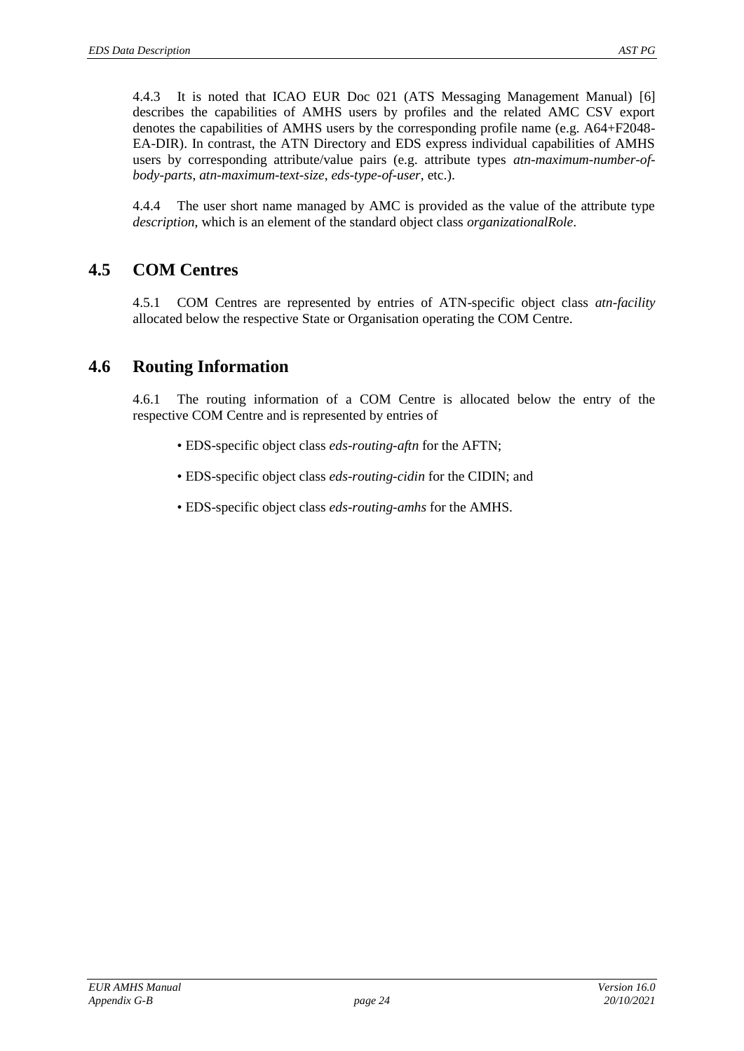4.4.3 It is noted that ICAO EUR Doc 021 (ATS Messaging Management Manual) [6] describes the capabilities of AMHS users by profiles and the related AMC CSV export denotes the capabilities of AMHS users by the corresponding profile name (e.g. A64+F2048-EA-DIR). In contrast, the ATN Directory and EDS express individual capabilities of AMHS users by corresponding attribute/value pairs (e.g. attribute types *atn-maximum-number-of-body-parts*, *atn-maximum-text-size*, *eds-type-of-user*, etc.).

4.4.4 The user short name managed by AMC is provided as the value of the attribute type *description*, which is an element of the standard object class *organizationalRole*.

## 4.5 COM Centres

4.5.1 COM Centres are represented by entries of ATN-specific object class *atn-facility* allocated below the respective State or Organisation operating the COM Centre.

## 4.6 Routing Information

4.6.1 The routing information of a COM Centre is allocated below the entry of the respective COM Centre and is represented by entries of

- EDS-specific object class *eds-routing-aftn* for the AFTN;
- EDS-specific object class *eds-routing-cidin* for the CIDIN; and
- EDS-specific object class *eds-routing-amhs* for the AMHS.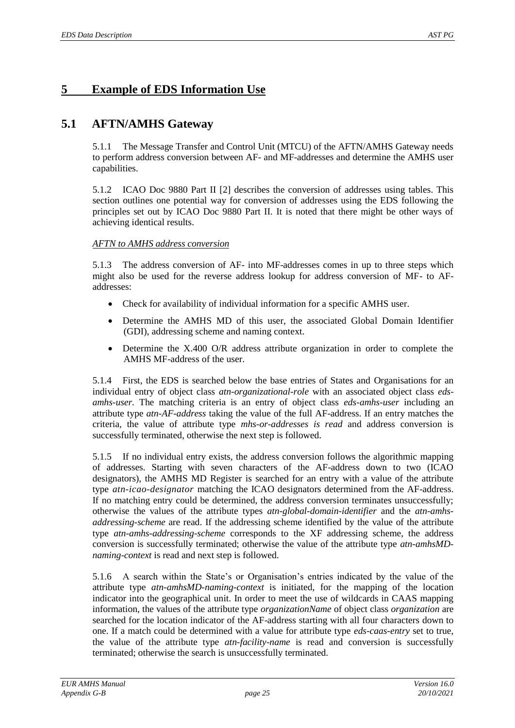# 5 Example of EDS Information Use

## 5.1 AFTN/AMHS Gateway

5.1.1 The Message Transfer and Control Unit (MTCU) of the AFTN/AMHS Gateway needs to perform address conversion between AF- and MF-addresses and determine the AMHS user capabilities.

5.1.2 ICAO Doc 9880 Part II [2] describes the conversion of addresses using tables. This section outlines one potential way for conversion of addresses using the EDS following the principles set out by ICAO Doc 9880 Part II. It is noted that there might be other ways of achieving identical results.

*AFTN to AMHS address conversion*

5.1.3 The address conversion of AF- into MF-addresses comes in up to three steps which might also be used for the reverse address lookup for address conversion of MF- to AF-addresses:

- Check for availability of individual information for a specific AMHS user.
- Determine the AMHS MD of this user, the associated Global Domain Identifier (GDI), addressing scheme and naming context.
- Determine the X.400 O/R address attribute organization in order to complete the AMHS MF-address of the user.

5.1.4 First, the EDS is searched below the base entries of States and Organisations for an individual entry of object class *atn-organizational-role* with an associated object class *eds-amhs-user*. The matching criteria is an entry of object class *eds-amhs-user* including an attribute type *atn-AF-address* taking the value of the full AF-address. If an entry matches the criteria, the value of attribute type *mhs-or-addresses is read* and address conversion is successfully terminated, otherwise the next step is followed.

5.1.5 If no individual entry exists, the address conversion follows the algorithmic mapping of addresses. Starting with seven characters of the AF-address down to two (ICAO designators), the AMHS MD Register is searched for an entry with a value of the attribute type *atn-icao-designator* matching the ICAO designators determined from the AF-address. If no matching entry could be determined, the address conversion terminates unsuccessfully; otherwise the values of the attribute types *atn-global-domain-identifier* and the *atn-amhs-addressing-scheme* are read. If the addressing scheme identified by the value of the attribute type *atn-amhs-addressing-scheme* corresponds to the XF addressing scheme, the address conversion is successfully terminated; otherwise the value of the attribute type *atn-amhsMD-naming-context* is read and next step is followed.

5.1.6 A search within the State's or Organisation's entries indicated by the value of the attribute type *atn-amhsMD-naming-context* is initiated, for the mapping of the location indicator into the geographical unit. In order to meet the use of wildcards in CAAS mapping information, the values of the attribute type *organizationName* of object class *organization* are searched for the location indicator of the AF-address starting with all four characters down to one. If a match could be determined with a value for attribute type *eds-caas-entry* set to true, the value of the attribute type *atn-facility-name* is read and conversion is successfully terminated; otherwise the search is unsuccessfully terminated.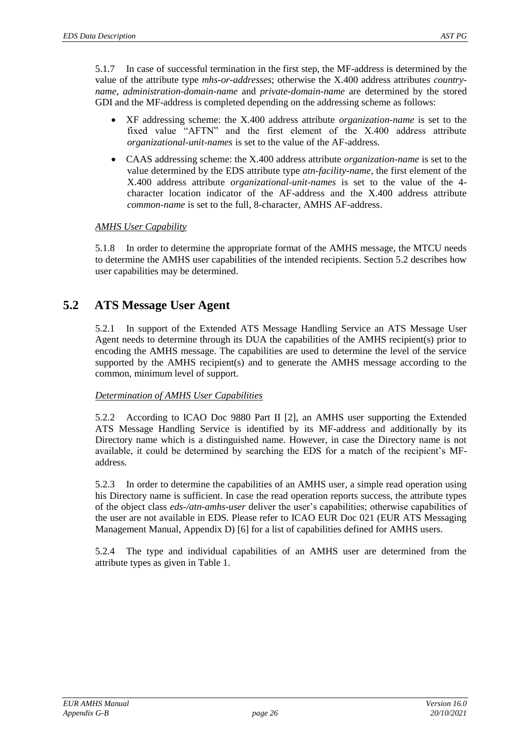5.1.7 In case of successful termination in the first step, the MF-address is determined by the value of the attribute type *mhs-or-addresses*; otherwise the X.400 address attributes *country-name*, *administration-domain-name* and *private-domain-name* are determined by the stored GDI and the MF-address is completed depending on the addressing scheme as follows:

- XF addressing scheme: the X.400 address attribute *organization-name* is set to the fixed value "AFTN" and the first element of the X.400 address attribute *organizational-unit-names* is set to the value of the AF-address.
- CAAS addressing scheme: the X.400 address attribute *organization-name* is set to the value determined by the EDS attribute type *atn-facility-name*, the first element of the X.400 address attribute *organizational-unit-names* is set to the value of the 4-character location indicator of the AF-address and the X.400 address attribute *common-name* is set to the full, 8-character, AMHS AF-address.

*AMHS User Capability*

5.1.8 In order to determine the appropriate format of the AMHS message, the MTCU needs to determine the AMHS user capabilities of the intended recipients. Section 5.2 describes how user capabilities may be determined.

## 5.2 ATS Message User Agent

5.2.1 In support of the Extended ATS Message Handling Service an ATS Message User Agent needs to determine through its DUA the capabilities of the AMHS recipient(s) prior to encoding the AMHS message. The capabilities are used to determine the level of the service supported by the AMHS recipient(s) and to generate the AMHS message according to the common, minimum level of support.

*Determination of AMHS User Capabilities*

5.2.2 According to ICAO Doc 9880 Part II [2], an AMHS user supporting the Extended ATS Message Handling Service is identified by its MF-address and additionally by its Directory name which is a distinguished name. However, in case the Directory name is not available, it could be determined by searching the EDS for a match of the recipient's MF-address.

5.2.3 In order to determine the capabilities of an AMHS user, a simple read operation using his Directory name is sufficient. In case the read operation reports success, the attribute types of the object class *eds-/atn-amhs-user* deliver the user's capabilities; otherwise capabilities of the user are not available in EDS. Please refer to ICAO EUR Doc 021 (EUR ATS Messaging Management Manual, Appendix D) [6] for a list of capabilities defined for AMHS users.

5.2.4 The type and individual capabilities of an AMHS user are determined from the attribute types as given in Table 1.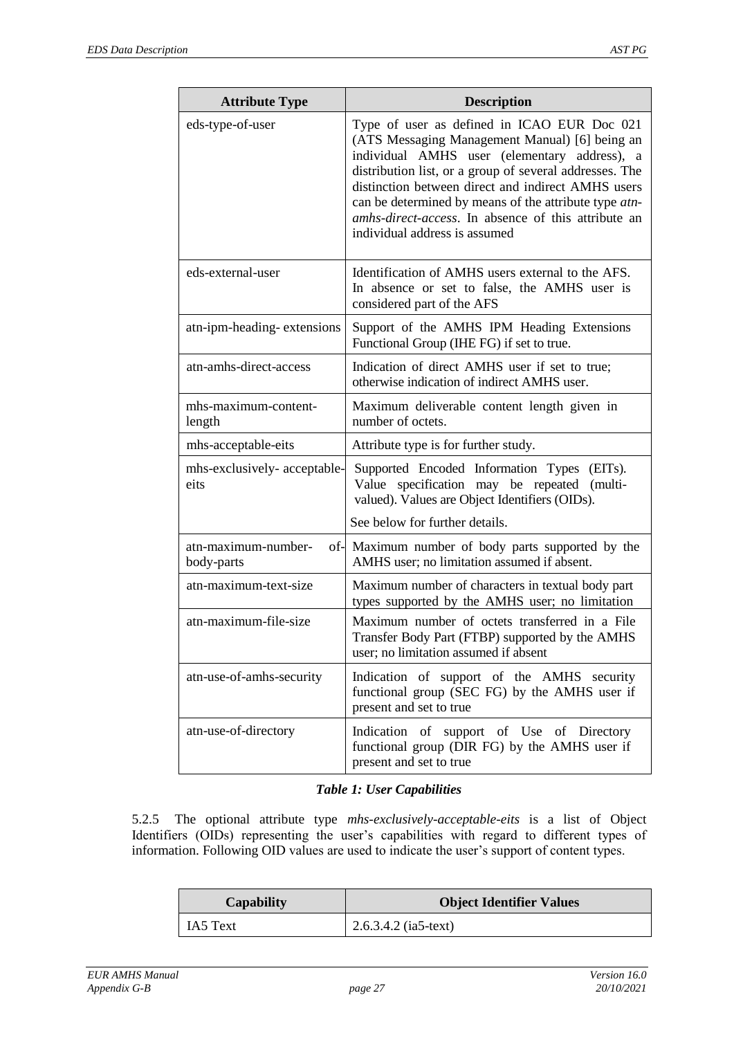| Attribute Type | Description |
|---|---|
| eds-type-of-user | Type of user as defined in ICAO EUR Doc 021 (ATS Messaging Management Manual) [6] being an individual AMHS user (elementary address), a distribution list, or a group of several addresses. The distinction between direct and indirect AMHS users can be determined by means of the attribute type *atn-amhs-direct-access*. In absence of this attribute an individual address is assumed |
| eds-external-user | Identification of AMHS users external to the AFS. In absence or set to false, the AMHS user is considered part of the AFS |
| atn-ipm-heading- extensions | Support of the AMHS IPM Heading Extensions Functional Group (IHE FG) if set to true. |
| atn-amhs-direct-access | Indication of direct AMHS user if set to true; otherwise indication of indirect AMHS user. |
| mhs-maximum-content-length | Maximum deliverable content length given in number of octets. |
| mhs-acceptable-eits | Attribute type is for further study. |
| mhs-exclusively- acceptable-eits | Supported Encoded Information Types (EITs). Value specification may be repeated (multi-valued). Values are Object Identifiers (OIDs).<br>See below for further details. |
| atn-maximum-number- of-body-parts | Maximum number of body parts supported by the AMHS user; no limitation assumed if absent. |
| atn-maximum-text-size | Maximum number of characters in textual body part types supported by the AMHS user; no limitation |
| atn-maximum-file-size | Maximum number of octets transferred in a File Transfer Body Part (FTBP) supported by the AMHS user; no limitation assumed if absent |
| atn-use-of-amhs-security | Indication of support of the AMHS security functional group (SEC FG) by the AMHS user if present and set to true |
| atn-use-of-directory | Indication of support of Use of Directory functional group (DIR FG) by the AMHS user if present and set to true |

***Table 1: User Capabilities***

5.2.5 The optional attribute type *mhs-exclusively-acceptable-eits* is a list of Object Identifiers (OIDs) representing the user's capabilities with regard to different types of information. Following OID values are used to indicate the user's support of content types.

| Capability | Object Identifier Values |
|---|---|
| IA5 Text | 2.6.3.4.2 (ia5-text) |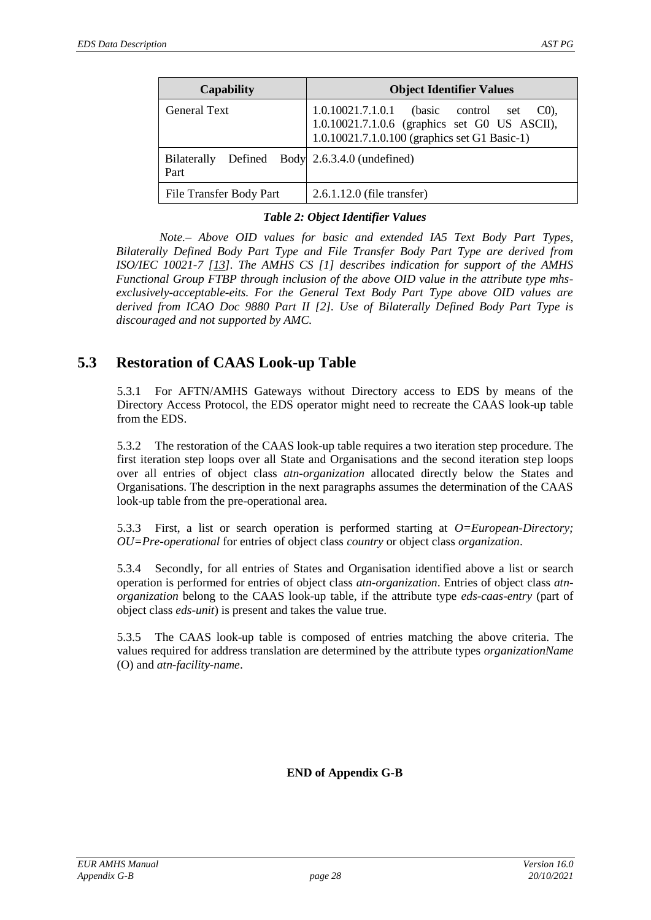| Capability | Object Identifier Values |
|---|---|
| General Text | 1.0.10021.7.1.0.1 (basic control set C0), 1.0.10021.7.1.0.6 (graphics set G0 US ASCII), 1.0.10021.7.1.0.100 (graphics set G1 Basic-1) |
| Bilaterally Defined Body Part | 2.6.3.4.0 (undefined) |
| File Transfer Body Part | 2.6.1.12.0 (file transfer) |

***Table 2: Object Identifier Values***

*Note.– Above OID values for basic and extended IA5 Text Body Part Types, Bilaterally Defined Body Part Type and File Transfer Body Part Type are derived from ISO/IEC 10021-7 [13]. The AMHS CS [1] describes indication for support of the AMHS Functional Group FTBP through inclusion of the above OID value in the attribute type mhs-exclusively-acceptable-eits. For the General Text Body Part Type above OID values are derived from ICAO Doc 9880 Part II [2]. Use of Bilaterally Defined Body Part Type is discouraged and not supported by AMC.*

## 5.3 Restoration of CAAS Look-up Table

5.3.1 For AFTN/AMHS Gateways without Directory access to EDS by means of the Directory Access Protocol, the EDS operator might need to recreate the CAAS look-up table from the EDS.

5.3.2 The restoration of the CAAS look-up table requires a two iteration step procedure. The first iteration step loops over all State and Organisations and the second iteration step loops over all entries of object class *atn-organization* allocated directly below the States and Organisations. The description in the next paragraphs assumes the determination of the CAAS look-up table from the pre-operational area.

5.3.3 First, a list or search operation is performed starting at *O=European-Directory; OU=Pre-operational* for entries of object class *country* or object class *organization*.

5.3.4 Secondly, for all entries of States and Organisation identified above a list or search operation is performed for entries of object class *atn-organization*. Entries of object class *atn-organization* belong to the CAAS look-up table, if the attribute type *eds-caas-entry* (part of object class *eds-unit*) is present and takes the value true.

5.3.5 The CAAS look-up table is composed of entries matching the above criteria. The values required for address translation are determined by the attribute types *organizationName* (O) and *atn-facility-name*.

**END of Appendix G-B**